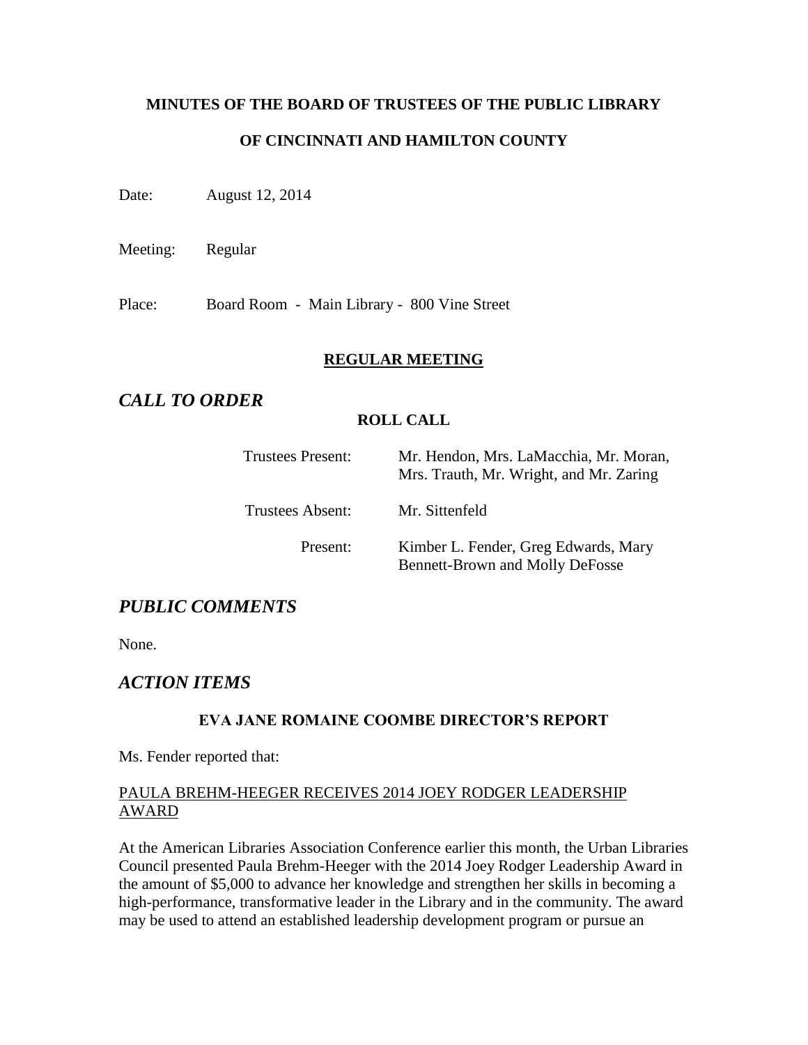**MINUTES OF THE BOARD OF TRUSTEES OF THE PUBLIC LIBRARY**

**OF CINCINNATI AND HAMILTON COUNTY**

Date: August 12, 2014

Meeting: Regular

Place: Board Room - Main Library - 800 Vine Street

## REGULAR MEETING

## *CALL TO ORDER*

**ROLL CALL**

| | |
|---|---|
| Trustees Present: | Mr. Hendon, Mrs. LaMacchia, Mr. Moran, Mrs. Trauth, Mr. Wright, and Mr. Zaring |
| Trustees Absent: | Mr. Sittenfeld |
| Present: | Kimber L. Fender, Greg Edwards, Mary Bennett-Brown and Molly DeFosse |

## *PUBLIC COMMENTS*

None.

## *ACTION ITEMS*

### EVA JANE ROMAINE COOMBE DIRECTOR'S REPORT

Ms. Fender reported that:

PAULA BREHM-HEEGER RECEIVES 2014 JOEY RODGER LEADERSHIP AWARD

At the American Libraries Association Conference earlier this month, the Urban Libraries Council presented Paula Brehm-Heeger with the 2014 Joey Rodger Leadership Award in the amount of $5,000 to advance her knowledge and strengthen her skills in becoming a high-performance, transformative leader in the Library and in the community. The award may be used to attend an established leadership development program or pursue an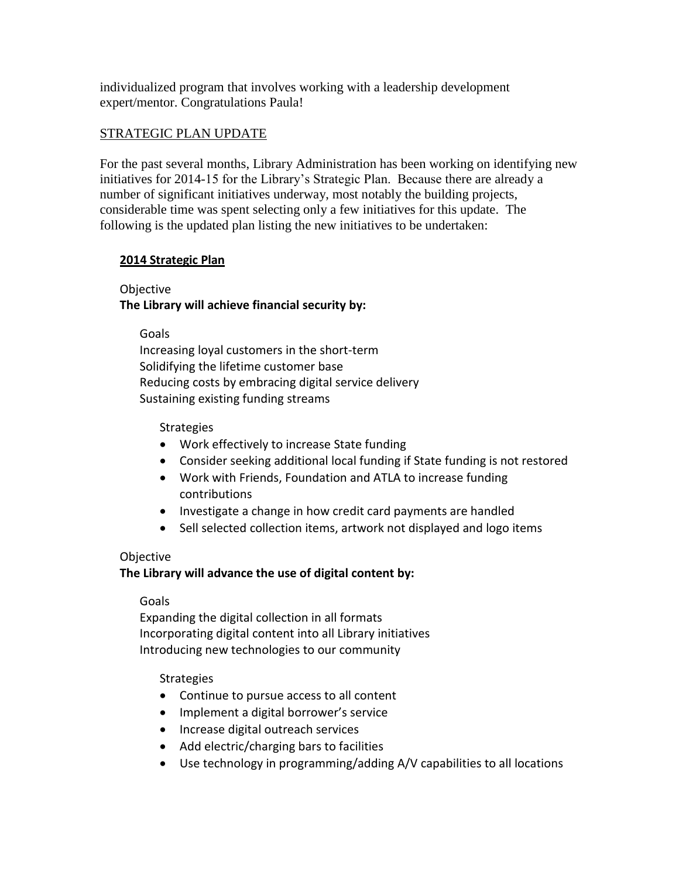individualized program that involves working with a leadership development expert/mentor. Congratulations Paula!

## STRATEGIC PLAN UPDATE

For the past several months, Library Administration has been working on identifying new initiatives for 2014-15 for the Library's Strategic Plan. Because there are already a number of significant initiatives underway, most notably the building projects, considerable time was spent selecting only a few initiatives for this update. The following is the updated plan listing the new initiatives to be undertaken:

### 2014 Strategic Plan

Objective
**The Library will achieve financial security by:**

Goals
Increasing loyal customers in the short-term
Solidifying the lifetime customer base
Reducing costs by embracing digital service delivery
Sustaining existing funding streams

Strategies

- Work effectively to increase State funding
- Consider seeking additional local funding if State funding is not restored
- Work with Friends, Foundation and ATLA to increase funding contributions
- Investigate a change in how credit card payments are handled
- Sell selected collection items, artwork not displayed and logo items

Objective
**The Library will advance the use of digital content by:**

Goals
Expanding the digital collection in all formats
Incorporating digital content into all Library initiatives
Introducing new technologies to our community

Strategies

- Continue to pursue access to all content
- Implement a digital borrower's service
- Increase digital outreach services
- Add electric/charging bars to facilities
- Use technology in programming/adding A/V capabilities to all locations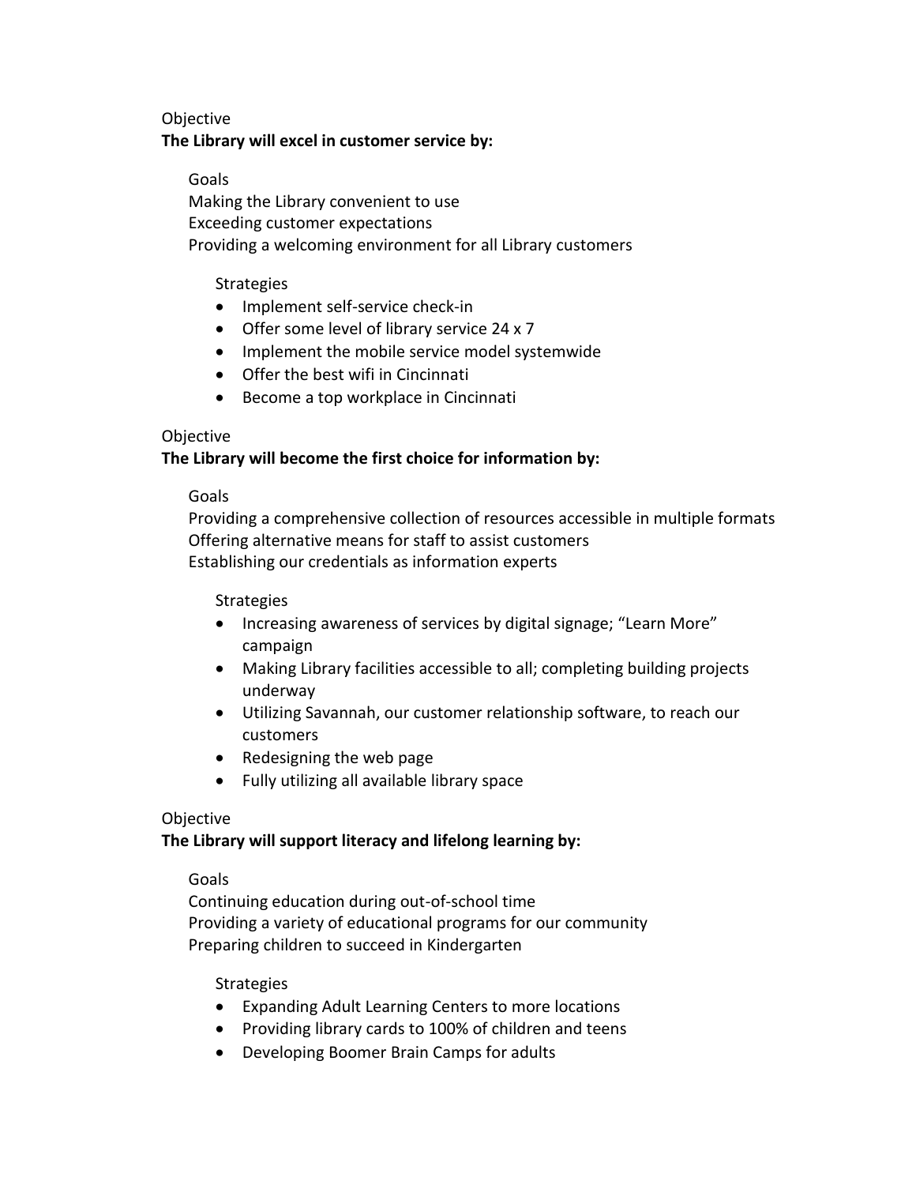Objective

**The Library will excel in customer service by:**

Goals

Making the Library convenient to use

Exceeding customer expectations

Providing a welcoming environment for all Library customers

Strategies

- Implement self-service check-in
- Offer some level of library service 24 x 7
- Implement the mobile service model systemwide
- Offer the best wifi in Cincinnati
- Become a top workplace in Cincinnati

Objective

**The Library will become the first choice for information by:**

Goals

Providing a comprehensive collection of resources accessible in multiple formats

Offering alternative means for staff to assist customers

Establishing our credentials as information experts

Strategies

- Increasing awareness of services by digital signage; "Learn More" campaign
- Making Library facilities accessible to all; completing building projects underway
- Utilizing Savannah, our customer relationship software, to reach our customers
- Redesigning the web page
- Fully utilizing all available library space

Objective

**The Library will support literacy and lifelong learning by:**

Goals

Continuing education during out-of-school time

Providing a variety of educational programs for our community

Preparing children to succeed in Kindergarten

Strategies

- Expanding Adult Learning Centers to more locations
- Providing library cards to 100% of children and teens
- Developing Boomer Brain Camps for adults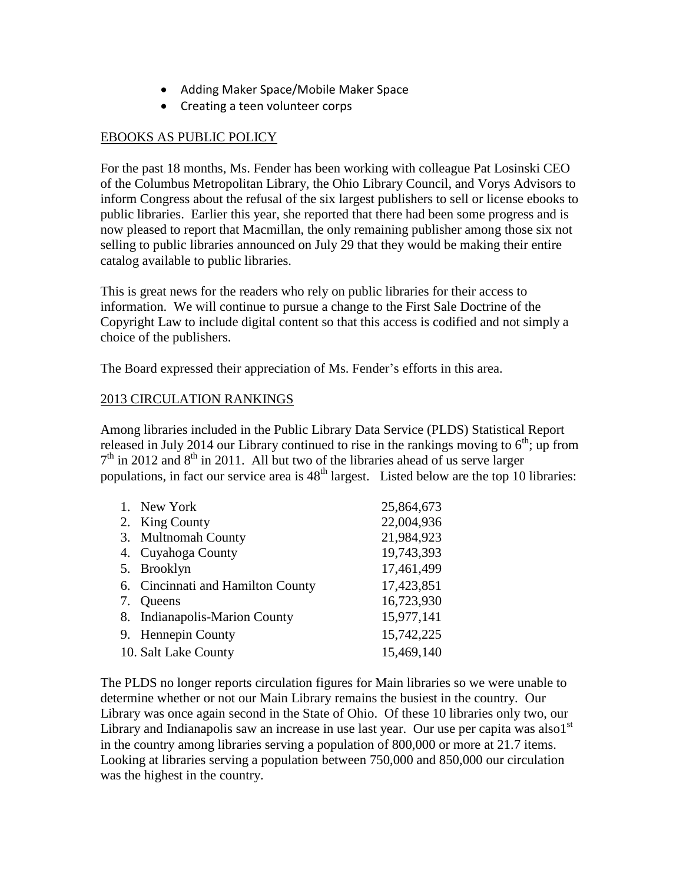- Adding Maker Space/Mobile Maker Space
- Creating a teen volunteer corps

## EBOOKS AS PUBLIC POLICY

For the past 18 months, Ms. Fender has been working with colleague Pat Losinski CEO of the Columbus Metropolitan Library, the Ohio Library Council, and Vorys Advisors to inform Congress about the refusal of the six largest publishers to sell or license ebooks to public libraries. Earlier this year, she reported that there had been some progress and is now pleased to report that Macmillan, the only remaining publisher among those six not selling to public libraries announced on July 29 that they would be making their entire catalog available to public libraries.

This is great news for the readers who rely on public libraries for their access to information. We will continue to pursue a change to the First Sale Doctrine of the Copyright Law to include digital content so that this access is codified and not simply a choice of the publishers.

The Board expressed their appreciation of Ms. Fender's efforts in this area.

## 2013 CIRCULATION RANKINGS

Among libraries included in the Public Library Data Service (PLDS) Statistical Report released in July 2014 our Library continued to rise in the rankings moving to 6th; up from 7th in 2012 and 8th in 2011. All but two of the libraries ahead of us serve larger populations, in fact our service area is 48th largest. Listed below are the top 10 libraries:

| Library | Circulation |
|---|---|
| 1. New York | 25,864,673 |
| 2. King County | 22,004,936 |
| 3. Multnomah County | 21,984,923 |
| 4. Cuyahoga County | 19,743,393 |
| 5. Brooklyn | 17,461,499 |
| 6. Cincinnati and Hamilton County | 17,423,851 |
| 7. Queens | 16,723,930 |
| 8. Indianapolis-Marion County | 15,977,141 |
| 9. Hennepin County | 15,742,225 |
| 10. Salt Lake County | 15,469,140 |

The PLDS no longer reports circulation figures for Main libraries so we were unable to determine whether or not our Main Library remains the busiest in the country. Our Library was once again second in the State of Ohio. Of these 10 libraries only two, our Library and Indianapolis saw an increase in use last year. Our use per capita was also1st in the country among libraries serving a population of 800,000 or more at 21.7 items. Looking at libraries serving a population between 750,000 and 850,000 our circulation was the highest in the country.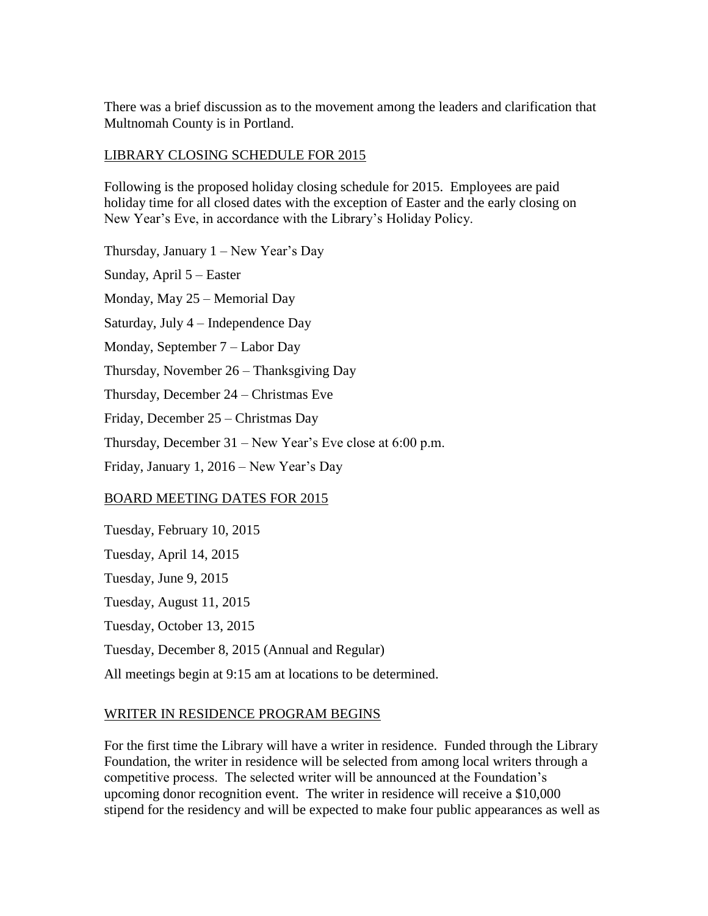There was a brief discussion as to the movement among the leaders and clarification that Multnomah County is in Portland.

## LIBRARY CLOSING SCHEDULE FOR 2015

Following is the proposed holiday closing schedule for 2015. Employees are paid holiday time for all closed dates with the exception of Easter and the early closing on New Year's Eve, in accordance with the Library's Holiday Policy.

Thursday, January 1 – New Year's Day

Sunday, April 5 – Easter

Monday, May 25 – Memorial Day

Saturday, July 4 – Independence Day

Monday, September 7 – Labor Day

Thursday, November 26 – Thanksgiving Day

Thursday, December 24 – Christmas Eve

Friday, December 25 – Christmas Day

Thursday, December 31 – New Year's Eve close at 6:00 p.m.

Friday, January 1, 2016 – New Year's Day

## BOARD MEETING DATES FOR 2015

Tuesday, February 10, 2015

Tuesday, April 14, 2015

Tuesday, June 9, 2015

Tuesday, August 11, 2015

Tuesday, October 13, 2015

Tuesday, December 8, 2015 (Annual and Regular)

All meetings begin at 9:15 am at locations to be determined.

## WRITER IN RESIDENCE PROGRAM BEGINS

For the first time the Library will have a writer in residence. Funded through the Library Foundation, the writer in residence will be selected from among local writers through a competitive process. The selected writer will be announced at the Foundation's upcoming donor recognition event. The writer in residence will receive a $10,000 stipend for the residency and will be expected to make four public appearances as well as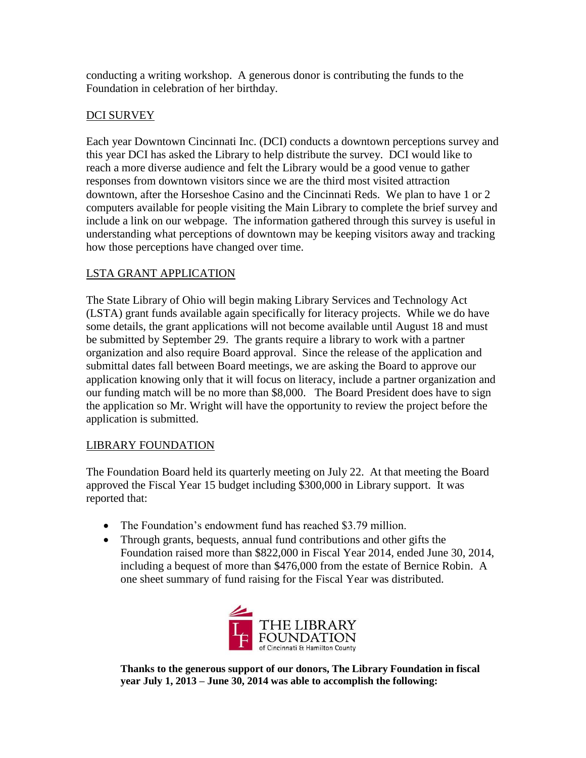conducting a writing workshop. A generous donor is contributing the funds to the Foundation in celebration of her birthday.

## DCI SURVEY

Each year Downtown Cincinnati Inc. (DCI) conducts a downtown perceptions survey and this year DCI has asked the Library to help distribute the survey. DCI would like to reach a more diverse audience and felt the Library would be a good venue to gather responses from downtown visitors since we are the third most visited attraction downtown, after the Horseshoe Casino and the Cincinnati Reds. We plan to have 1 or 2 computers available for people visiting the Main Library to complete the brief survey and include a link on our webpage. The information gathered through this survey is useful in understanding what perceptions of downtown may be keeping visitors away and tracking how those perceptions have changed over time.

## LSTA GRANT APPLICATION

The State Library of Ohio will begin making Library Services and Technology Act (LSTA) grant funds available again specifically for literacy projects. While we do have some details, the grant applications will not become available until August 18 and must be submitted by September 29. The grants require a library to work with a partner organization and also require Board approval. Since the release of the application and submittal dates fall between Board meetings, we are asking the Board to approve our application knowing only that it will focus on literacy, include a partner organization and our funding match will be no more than $8,000. The Board President does have to sign the application so Mr. Wright will have the opportunity to review the project before the application is submitted.

## LIBRARY FOUNDATION

The Foundation Board held its quarterly meeting on July 22. At that meeting the Board approved the Fiscal Year 15 budget including $300,000 in Library support. It was reported that:

- The Foundation's endowment fund has reached $3.79 million.
- Through grants, bequests, annual fund contributions and other gifts the Foundation raised more than $822,000 in Fiscal Year 2014, ended June 30, 2014, including a bequest of more than $476,000 from the estate of Bernice Robin. A one sheet summary of fund raising for the Fiscal Year was distributed.

THE LIBRARY FOUNDATION of Cincinnati & Hamilton County

**Thanks to the generous support of our donors, The Library Foundation in fiscal year July 1, 2013 – June 30, 2014 was able to accomplish the following:**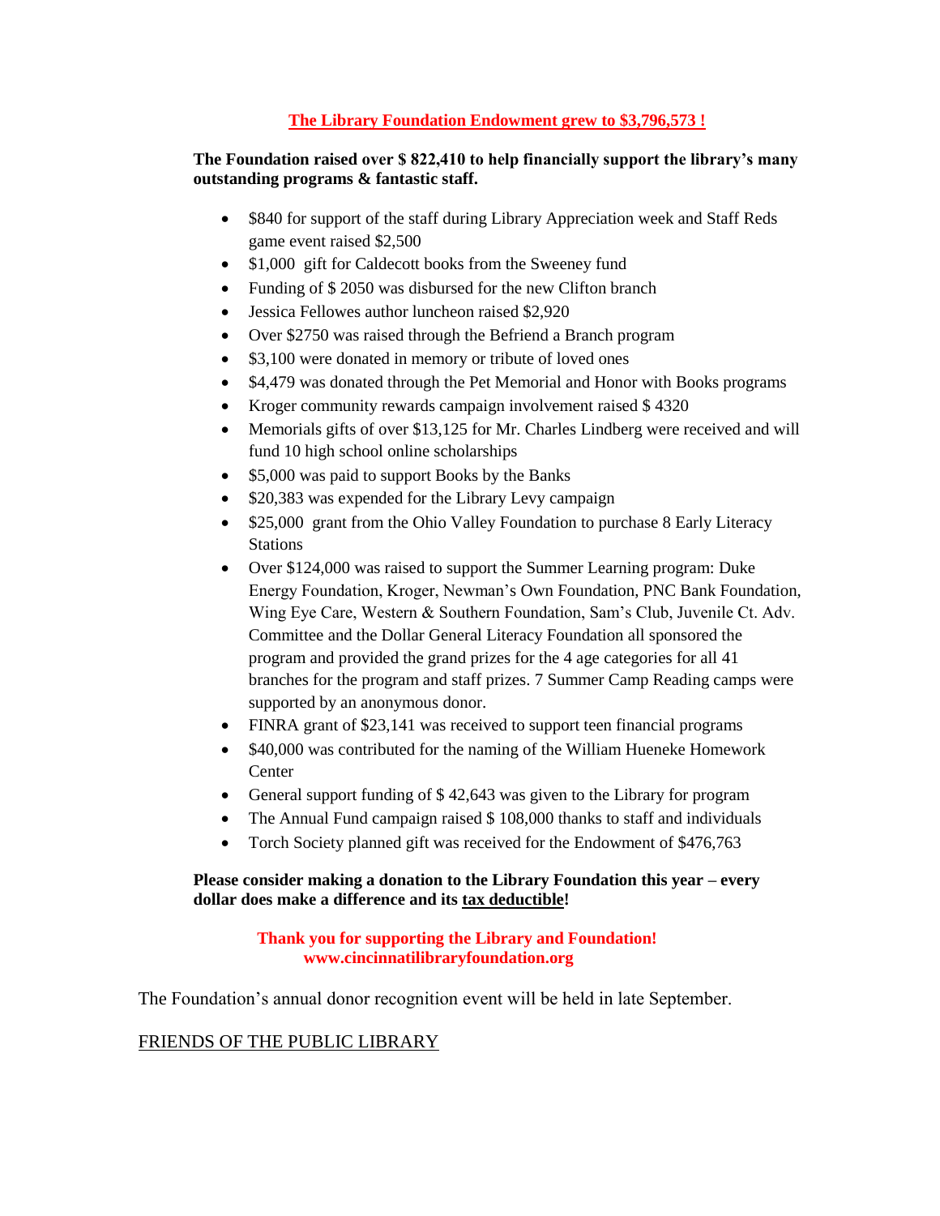**The Library Foundation Endowment grew to $3,796,573 !**

**The Foundation raised over $ 822,410 to help financially support the library's many outstanding programs & fantastic staff.**

- $840 for support of the staff during Library Appreciation week and Staff Reds game event raised $2,500
- $1,000 gift for Caldecott books from the Sweeney fund
- Funding of $ 2050 was disbursed for the new Clifton branch
- Jessica Fellowes author luncheon raised $2,920
- Over $2750 was raised through the Befriend a Branch program
- $3,100 were donated in memory or tribute of loved ones
- $4,479 was donated through the Pet Memorial and Honor with Books programs
- Kroger community rewards campaign involvement raised $ 4320
- Memorials gifts of over $13,125 for Mr. Charles Lindberg were received and will fund 10 high school online scholarships
- $5,000 was paid to support Books by the Banks
- $20,383 was expended for the Library Levy campaign
- $25,000 grant from the Ohio Valley Foundation to purchase 8 Early Literacy Stations
- Over $124,000 was raised to support the Summer Learning program: Duke Energy Foundation, Kroger, Newman's Own Foundation, PNC Bank Foundation, Wing Eye Care, Western & Southern Foundation, Sam's Club, Juvenile Ct. Adv. Committee and the Dollar General Literacy Foundation all sponsored the program and provided the grand prizes for the 4 age categories for all 41 branches for the program and staff prizes. 7 Summer Camp Reading camps were supported by an anonymous donor.
- FINRA grant of $23,141 was received to support teen financial programs
- $40,000 was contributed for the naming of the William Hueneke Homework Center
- General support funding of $ 42,643 was given to the Library for program
- The Annual Fund campaign raised $ 108,000 thanks to staff and individuals
- Torch Society planned gift was received for the Endowment of $476,763

**Please consider making a donation to the Library Foundation this year – every dollar does make a difference and its tax deductible!**

**Thank you for supporting the Library and Foundation!**
**www.cincinnatilibraryfoundation.org**

The Foundation's annual donor recognition event will be held in late September.

FRIENDS OF THE PUBLIC LIBRARY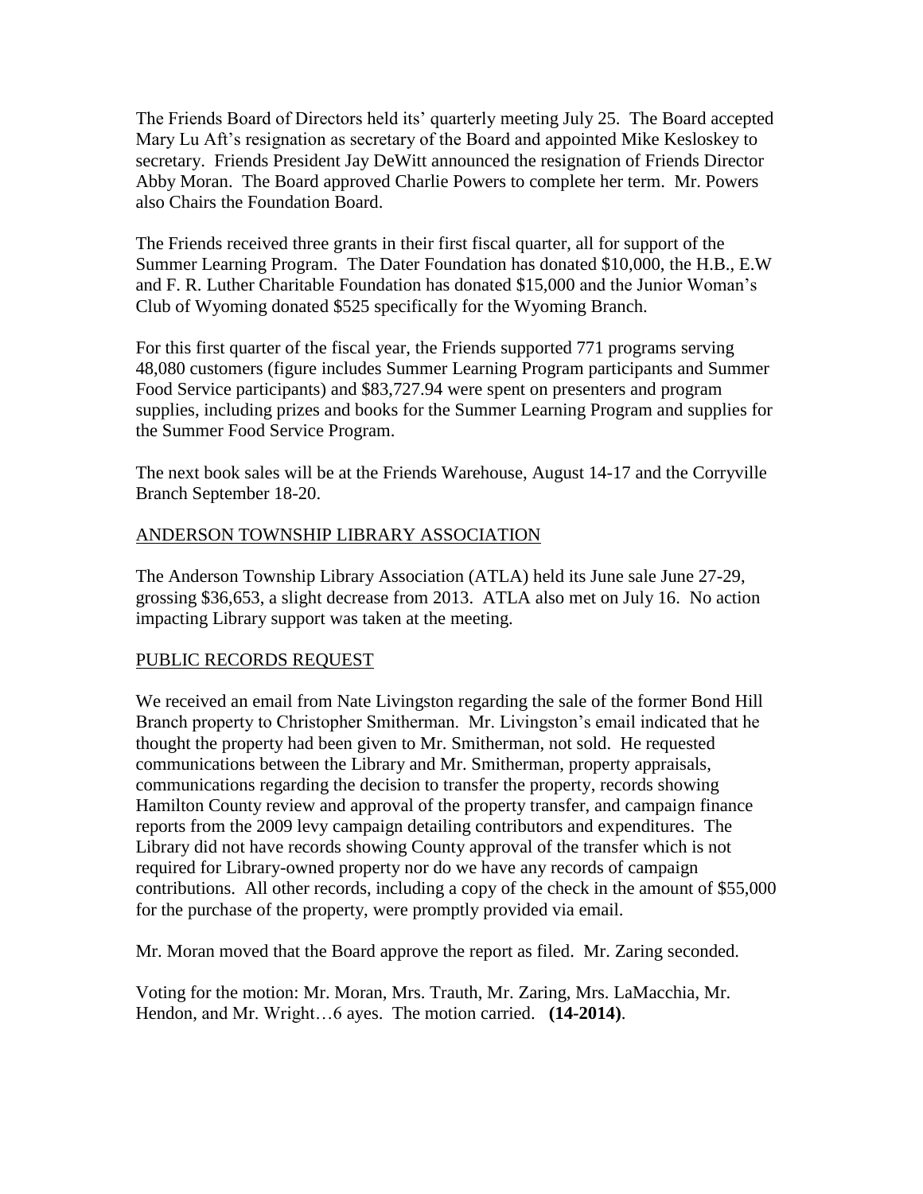The Friends Board of Directors held its' quarterly meeting July 25. The Board accepted Mary Lu Aft's resignation as secretary of the Board and appointed Mike Kesloskey to secretary. Friends President Jay DeWitt announced the resignation of Friends Director Abby Moran. The Board approved Charlie Powers to complete her term. Mr. Powers also Chairs the Foundation Board.

The Friends received three grants in their first fiscal quarter, all for support of the Summer Learning Program. The Dater Foundation has donated $10,000, the H.B., E.W and F. R. Luther Charitable Foundation has donated $15,000 and the Junior Woman's Club of Wyoming donated $525 specifically for the Wyoming Branch.

For this first quarter of the fiscal year, the Friends supported 771 programs serving 48,080 customers (figure includes Summer Learning Program participants and Summer Food Service participants) and $83,727.94 were spent on presenters and program supplies, including prizes and books for the Summer Learning Program and supplies for the Summer Food Service Program.

The next book sales will be at the Friends Warehouse, August 14-17 and the Corryville Branch September 18-20.

ANDERSON TOWNSHIP LIBRARY ASSOCIATION

The Anderson Township Library Association (ATLA) held its June sale June 27-29, grossing $36,653, a slight decrease from 2013. ATLA also met on July 16. No action impacting Library support was taken at the meeting.

PUBLIC RECORDS REQUEST

We received an email from Nate Livingston regarding the sale of the former Bond Hill Branch property to Christopher Smitherman. Mr. Livingston's email indicated that he thought the property had been given to Mr. Smitherman, not sold. He requested communications between the Library and Mr. Smitherman, property appraisals, communications regarding the decision to transfer the property, records showing Hamilton County review and approval of the property transfer, and campaign finance reports from the 2009 levy campaign detailing contributors and expenditures. The Library did not have records showing County approval of the transfer which is not required for Library-owned property nor do we have any records of campaign contributions. All other records, including a copy of the check in the amount of $55,000 for the purchase of the property, were promptly provided via email.

Mr. Moran moved that the Board approve the report as filed. Mr. Zaring seconded.

Voting for the motion: Mr. Moran, Mrs. Trauth, Mr. Zaring, Mrs. LaMacchia, Mr. Hendon, and Mr. Wright…6 ayes. The motion carried. **(14-2014)**.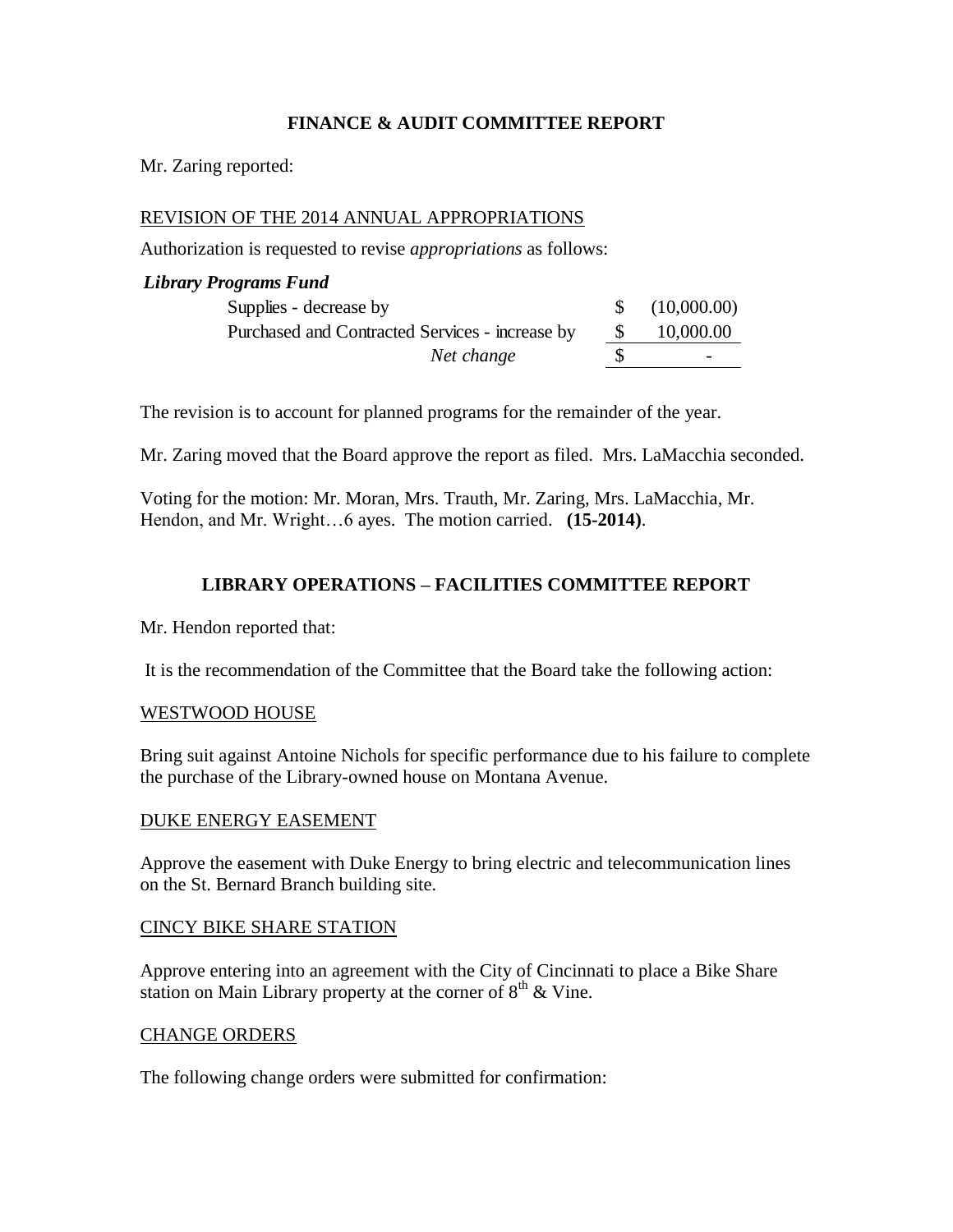## FINANCE & AUDIT COMMITTEE REPORT

Mr. Zaring reported:

REVISION OF THE 2014 ANNUAL APPROPRIATIONS

Authorization is requested to revise *appropriations* as follows:

***Library Programs Fund***

| | | |
|---|---|---|
| Supplies - decrease by | $ | (10,000.00) |
| Purchased and Contracted Services - increase by | $ | 10,000.00 |
| *Net change* | $ | - |

The revision is to account for planned programs for the remainder of the year.

Mr. Zaring moved that the Board approve the report as filed. Mrs. LaMacchia seconded.

Voting for the motion: Mr. Moran, Mrs. Trauth, Mr. Zaring, Mrs. LaMacchia, Mr. Hendon, and Mr. Wright…6 ayes. The motion carried. **(15-2014)**.

## LIBRARY OPERATIONS – FACILITIES COMMITTEE REPORT

Mr. Hendon reported that:

It is the recommendation of the Committee that the Board take the following action:

WESTWOOD HOUSE

Bring suit against Antoine Nichols for specific performance due to his failure to complete the purchase of the Library-owned house on Montana Avenue.

DUKE ENERGY EASEMENT

Approve the easement with Duke Energy to bring electric and telecommunication lines on the St. Bernard Branch building site.

CINCY BIKE SHARE STATION

Approve entering into an agreement with the City of Cincinnati to place a Bike Share station on Main Library property at the corner of 8th & Vine.

CHANGE ORDERS

The following change orders were submitted for confirmation: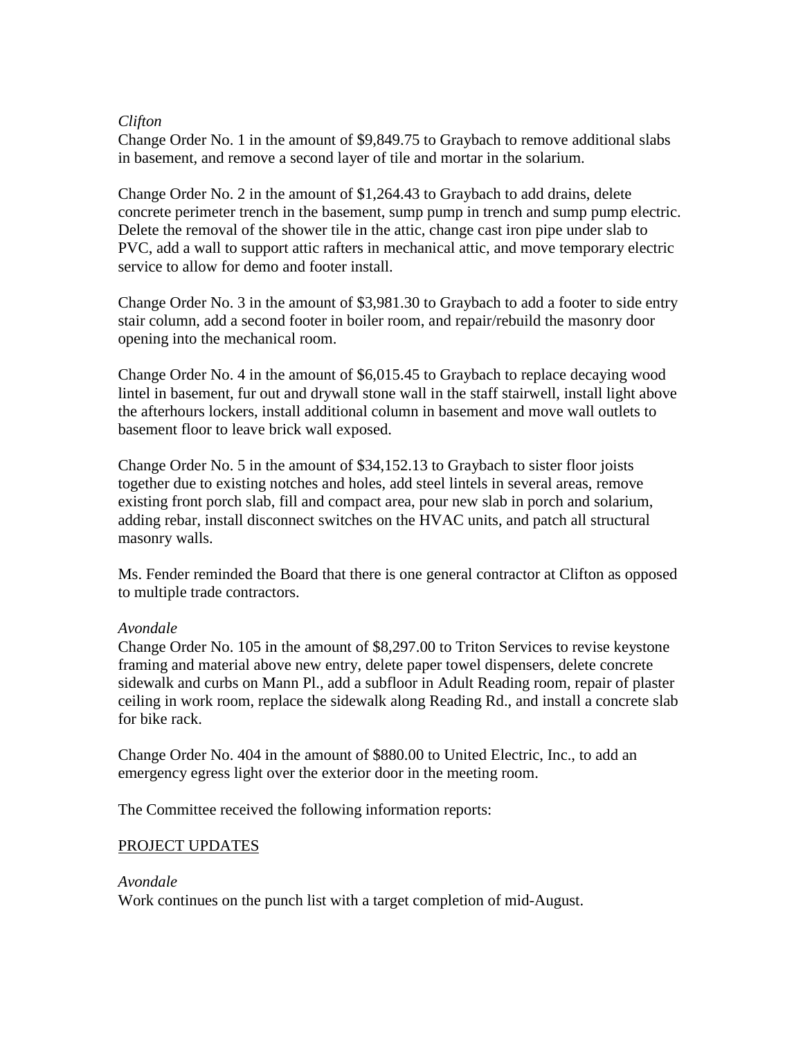*Clifton*

Change Order No. 1 in the amount of $9,849.75 to Graybach to remove additional slabs in basement, and remove a second layer of tile and mortar in the solarium.

Change Order No. 2 in the amount of $1,264.43 to Graybach to add drains, delete concrete perimeter trench in the basement, sump pump in trench and sump pump electric. Delete the removal of the shower tile in the attic, change cast iron pipe under slab to PVC, add a wall to support attic rafters in mechanical attic, and move temporary electric service to allow for demo and footer install.

Change Order No. 3 in the amount of $3,981.30 to Graybach to add a footer to side entry stair column, add a second footer in boiler room, and repair/rebuild the masonry door opening into the mechanical room.

Change Order No. 4 in the amount of $6,015.45 to Graybach to replace decaying wood lintel in basement, fur out and drywall stone wall in the staff stairwell, install light above the afterhours lockers, install additional column in basement and move wall outlets to basement floor to leave brick wall exposed.

Change Order No. 5 in the amount of $34,152.13 to Graybach to sister floor joists together due to existing notches and holes, add steel lintels in several areas, remove existing front porch slab, fill and compact area, pour new slab in porch and solarium, adding rebar, install disconnect switches on the HVAC units, and patch all structural masonry walls.

Ms. Fender reminded the Board that there is one general contractor at Clifton as opposed to multiple trade contractors.

*Avondale*

Change Order No. 105 in the amount of $8,297.00 to Triton Services to revise keystone framing and material above new entry, delete paper towel dispensers, delete concrete sidewalk and curbs on Mann Pl., add a subfloor in Adult Reading room, repair of plaster ceiling in work room, replace the sidewalk along Reading Rd., and install a concrete slab for bike rack.

Change Order No. 404 in the amount of $880.00 to United Electric, Inc., to add an emergency egress light over the exterior door in the meeting room.

The Committee received the following information reports:

PROJECT UPDATES

*Avondale*

Work continues on the punch list with a target completion of mid-August.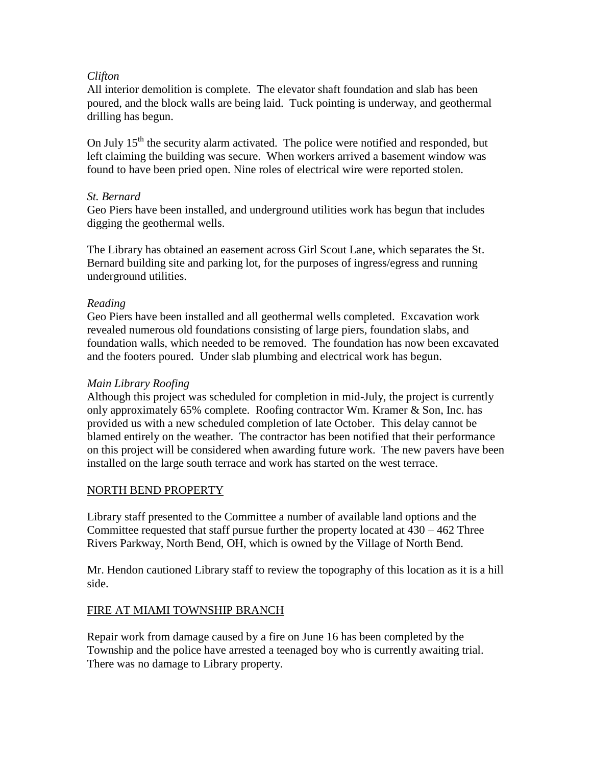*Clifton*
All interior demolition is complete. The elevator shaft foundation and slab has been poured, and the block walls are being laid. Tuck pointing is underway, and geothermal drilling has begun.

On July 15th the security alarm activated. The police were notified and responded, but left claiming the building was secure. When workers arrived a basement window was found to have been pried open. Nine roles of electrical wire were reported stolen.

*St. Bernard*
Geo Piers have been installed, and underground utilities work has begun that includes digging the geothermal wells.

The Library has obtained an easement across Girl Scout Lane, which separates the St. Bernard building site and parking lot, for the purposes of ingress/egress and running underground utilities.

*Reading*
Geo Piers have been installed and all geothermal wells completed. Excavation work revealed numerous old foundations consisting of large piers, foundation slabs, and foundation walls, which needed to be removed. The foundation has now been excavated and the footers poured. Under slab plumbing and electrical work has begun.

*Main Library Roofing*
Although this project was scheduled for completion in mid-July, the project is currently only approximately 65% complete. Roofing contractor Wm. Kramer & Son, Inc. has provided us with a new scheduled completion of late October. This delay cannot be blamed entirely on the weather. The contractor has been notified that their performance on this project will be considered when awarding future work. The new pavers have been installed on the large south terrace and work has started on the west terrace.

NORTH BEND PROPERTY

Library staff presented to the Committee a number of available land options and the Committee requested that staff pursue further the property located at 430 – 462 Three Rivers Parkway, North Bend, OH, which is owned by the Village of North Bend.

Mr. Hendon cautioned Library staff to review the topography of this location as it is a hill side.

FIRE AT MIAMI TOWNSHIP BRANCH

Repair work from damage caused by a fire on June 16 has been completed by the Township and the police have arrested a teenaged boy who is currently awaiting trial. There was no damage to Library property.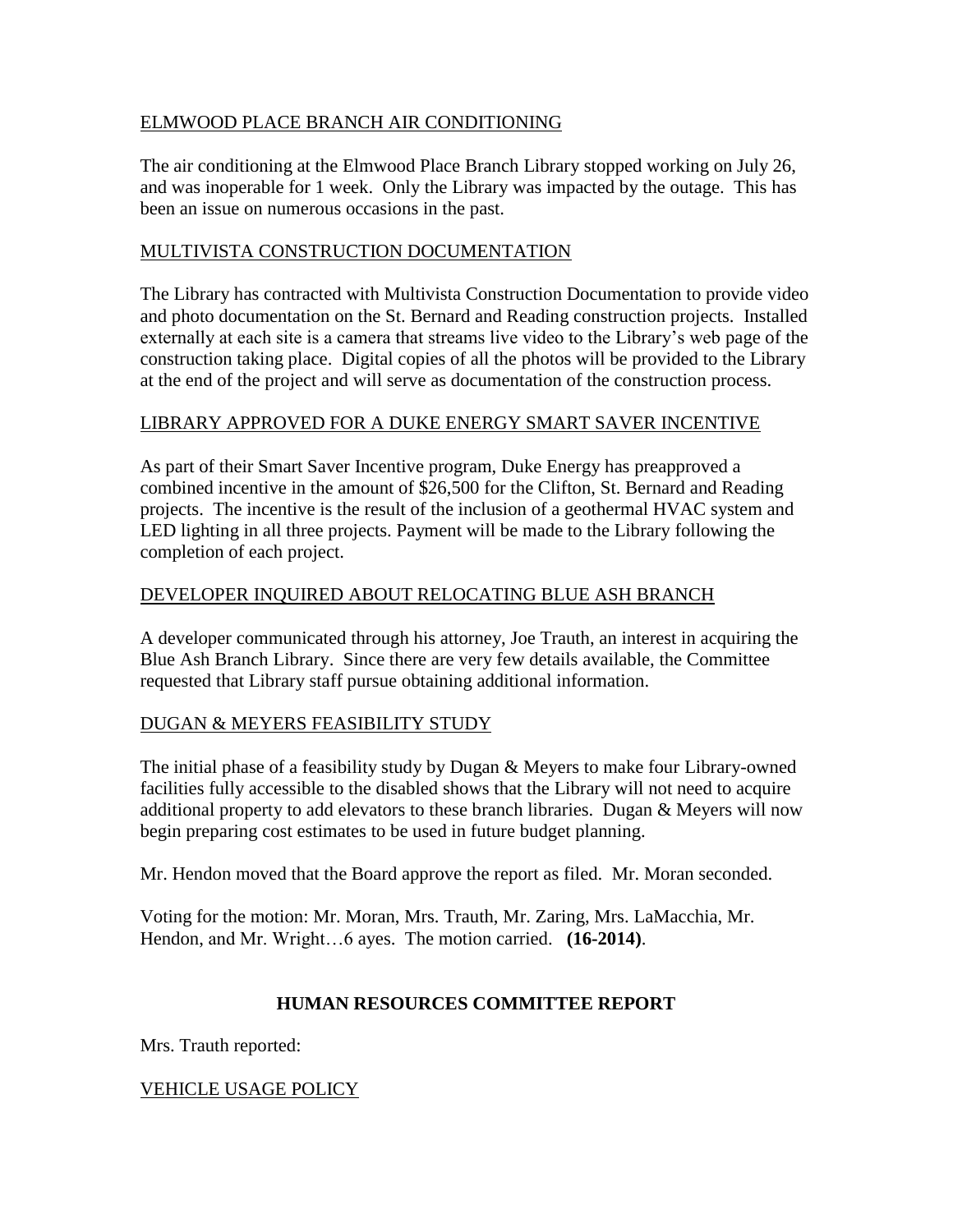<u>ELMWOOD PLACE BRANCH AIR CONDITIONING</u>

The air conditioning at the Elmwood Place Branch Library stopped working on July 26, and was inoperable for 1 week. Only the Library was impacted by the outage. This has been an issue on numerous occasions in the past.

<u>MULTIVISTA CONSTRUCTION DOCUMENTATION</u>

The Library has contracted with Multivista Construction Documentation to provide video and photo documentation on the St. Bernard and Reading construction projects. Installed externally at each site is a camera that streams live video to the Library's web page of the construction taking place. Digital copies of all the photos will be provided to the Library at the end of the project and will serve as documentation of the construction process.

<u>LIBRARY APPROVED FOR A DUKE ENERGY SMART SAVER INCENTIVE</u>

As part of their Smart Saver Incentive program, Duke Energy has preapproved a combined incentive in the amount of $26,500 for the Clifton, St. Bernard and Reading projects. The incentive is the result of the inclusion of a geothermal HVAC system and LED lighting in all three projects. Payment will be made to the Library following the completion of each project.

<u>DEVELOPER INQUIRED ABOUT RELOCATING BLUE ASH BRANCH</u>

A developer communicated through his attorney, Joe Trauth, an interest in acquiring the Blue Ash Branch Library. Since there are very few details available, the Committee requested that Library staff pursue obtaining additional information.

<u>DUGAN & MEYERS FEASIBILITY STUDY</u>

The initial phase of a feasibility study by Dugan & Meyers to make four Library-owned facilities fully accessible to the disabled shows that the Library will not need to acquire additional property to add elevators to these branch libraries. Dugan & Meyers will now begin preparing cost estimates to be used in future budget planning.

Mr. Hendon moved that the Board approve the report as filed. Mr. Moran seconded.

Voting for the motion: Mr. Moran, Mrs. Trauth, Mr. Zaring, Mrs. LaMacchia, Mr. Hendon, and Mr. Wright…6 ayes. The motion carried. **(16-2014)**.

## HUMAN RESOURCES COMMITTEE REPORT

Mrs. Trauth reported:

<u>VEHICLE USAGE POLICY</u>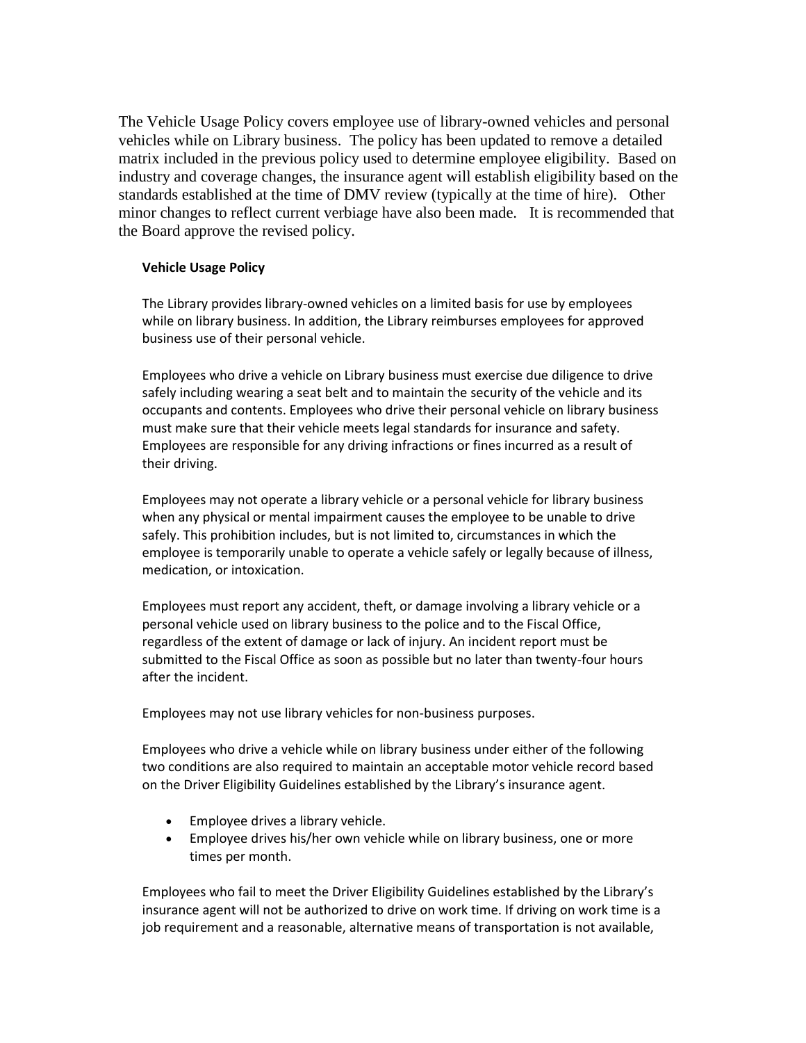The Vehicle Usage Policy covers employee use of library-owned vehicles and personal vehicles while on Library business. The policy has been updated to remove a detailed matrix included in the previous policy used to determine employee eligibility. Based on industry and coverage changes, the insurance agent will establish eligibility based on the standards established at the time of DMV review (typically at the time of hire). Other minor changes to reflect current verbiage have also been made. It is recommended that the Board approve the revised policy.

**Vehicle Usage Policy**

The Library provides library-owned vehicles on a limited basis for use by employees while on library business. In addition, the Library reimburses employees for approved business use of their personal vehicle.

Employees who drive a vehicle on Library business must exercise due diligence to drive safely including wearing a seat belt and to maintain the security of the vehicle and its occupants and contents. Employees who drive their personal vehicle on library business must make sure that their vehicle meets legal standards for insurance and safety. Employees are responsible for any driving infractions or fines incurred as a result of their driving.

Employees may not operate a library vehicle or a personal vehicle for library business when any physical or mental impairment causes the employee to be unable to drive safely. This prohibition includes, but is not limited to, circumstances in which the employee is temporarily unable to operate a vehicle safely or legally because of illness, medication, or intoxication.

Employees must report any accident, theft, or damage involving a library vehicle or a personal vehicle used on library business to the police and to the Fiscal Office, regardless of the extent of damage or lack of injury. An incident report must be submitted to the Fiscal Office as soon as possible but no later than twenty-four hours after the incident.

Employees may not use library vehicles for non-business purposes.

Employees who drive a vehicle while on library business under either of the following two conditions are also required to maintain an acceptable motor vehicle record based on the Driver Eligibility Guidelines established by the Library's insurance agent.

- Employee drives a library vehicle.
- Employee drives his/her own vehicle while on library business, one or more times per month.

Employees who fail to meet the Driver Eligibility Guidelines established by the Library's insurance agent will not be authorized to drive on work time. If driving on work time is a job requirement and a reasonable, alternative means of transportation is not available,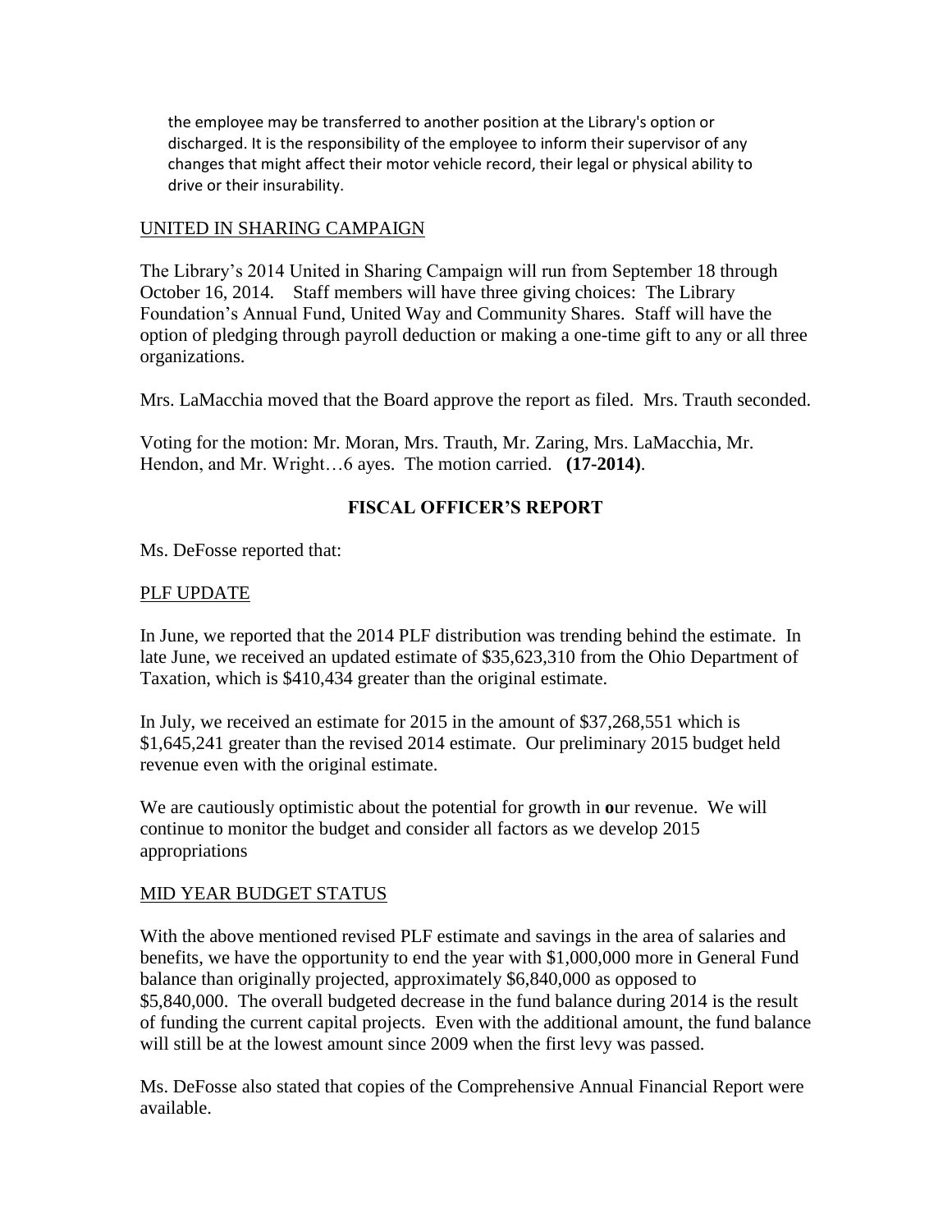the employee may be transferred to another position at the Library's option or discharged. It is the responsibility of the employee to inform their supervisor of any changes that might affect their motor vehicle record, their legal or physical ability to drive or their insurability.

UNITED IN SHARING CAMPAIGN

The Library's 2014 United in Sharing Campaign will run from September 18 through October 16, 2014. Staff members will have three giving choices: The Library Foundation's Annual Fund, United Way and Community Shares. Staff will have the option of pledging through payroll deduction or making a one-time gift to any or all three organizations.

Mrs. LaMacchia moved that the Board approve the report as filed. Mrs. Trauth seconded.

Voting for the motion: Mr. Moran, Mrs. Trauth, Mr. Zaring, Mrs. LaMacchia, Mr. Hendon, and Mr. Wright…6 ayes. The motion carried. **(17-2014)**.

## FISCAL OFFICER'S REPORT

Ms. DeFosse reported that:

PLF UPDATE

In June, we reported that the 2014 PLF distribution was trending behind the estimate. In late June, we received an updated estimate of $35,623,310 from the Ohio Department of Taxation, which is $410,434 greater than the original estimate.

In July, we received an estimate for 2015 in the amount of $37,268,551 which is $1,645,241 greater than the revised 2014 estimate. Our preliminary 2015 budget held revenue even with the original estimate.

We are cautiously optimistic about the potential for growth in **o**ur revenue. We will continue to monitor the budget and consider all factors as we develop 2015 appropriations

MID YEAR BUDGET STATUS

With the above mentioned revised PLF estimate and savings in the area of salaries and benefits, we have the opportunity to end the year with $1,000,000 more in General Fund balance than originally projected, approximately $6,840,000 as opposed to $5,840,000. The overall budgeted decrease in the fund balance during 2014 is the result of funding the current capital projects. Even with the additional amount, the fund balance will still be at the lowest amount since 2009 when the first levy was passed.

Ms. DeFosse also stated that copies of the Comprehensive Annual Financial Report were available.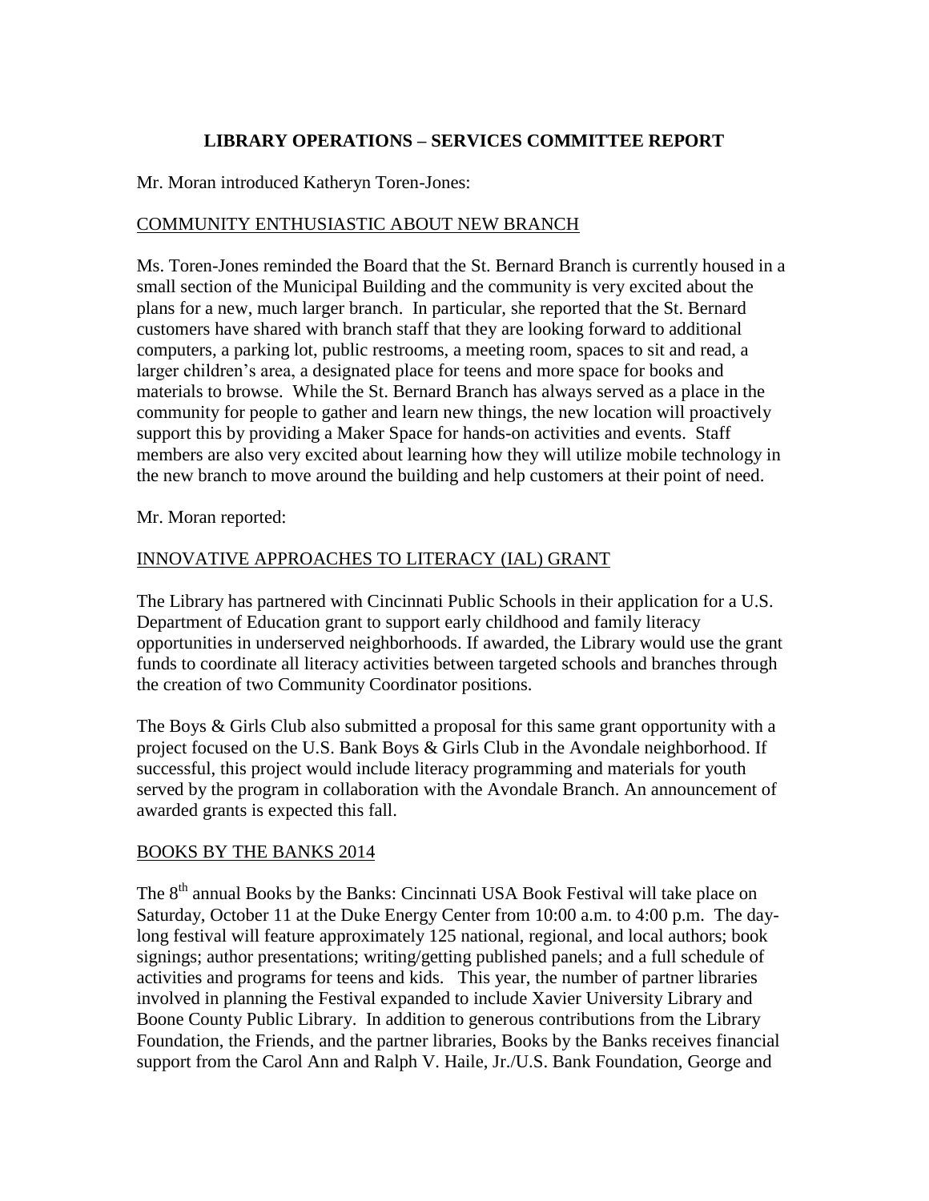## LIBRARY OPERATIONS – SERVICES COMMITTEE REPORT

Mr. Moran introduced Katheryn Toren-Jones:

### COMMUNITY ENTHUSIASTIC ABOUT NEW BRANCH

Ms. Toren-Jones reminded the Board that the St. Bernard Branch is currently housed in a small section of the Municipal Building and the community is very excited about the plans for a new, much larger branch. In particular, she reported that the St. Bernard customers have shared with branch staff that they are looking forward to additional computers, a parking lot, public restrooms, a meeting room, spaces to sit and read, a larger children's area, a designated place for teens and more space for books and materials to browse. While the St. Bernard Branch has always served as a place in the community for people to gather and learn new things, the new location will proactively support this by providing a Maker Space for hands-on activities and events. Staff members are also very excited about learning how they will utilize mobile technology in the new branch to move around the building and help customers at their point of need.

Mr. Moran reported:

### INNOVATIVE APPROACHES TO LITERACY (IAL) GRANT

The Library has partnered with Cincinnati Public Schools in their application for a U.S. Department of Education grant to support early childhood and family literacy opportunities in underserved neighborhoods. If awarded, the Library would use the grant funds to coordinate all literacy activities between targeted schools and branches through the creation of two Community Coordinator positions.

The Boys & Girls Club also submitted a proposal for this same grant opportunity with a project focused on the U.S. Bank Boys & Girls Club in the Avondale neighborhood. If successful, this project would include literacy programming and materials for youth served by the program in collaboration with the Avondale Branch. An announcement of awarded grants is expected this fall.

### BOOKS BY THE BANKS 2014

The 8th annual Books by the Banks: Cincinnati USA Book Festival will take place on Saturday, October 11 at the Duke Energy Center from 10:00 a.m. to 4:00 p.m. The day-long festival will feature approximately 125 national, regional, and local authors; book signings; author presentations; writing/getting published panels; and a full schedule of activities and programs for teens and kids. This year, the number of partner libraries involved in planning the Festival expanded to include Xavier University Library and Boone County Public Library. In addition to generous contributions from the Library Foundation, the Friends, and the partner libraries, Books by the Banks receives financial support from the Carol Ann and Ralph V. Haile, Jr./U.S. Bank Foundation, George and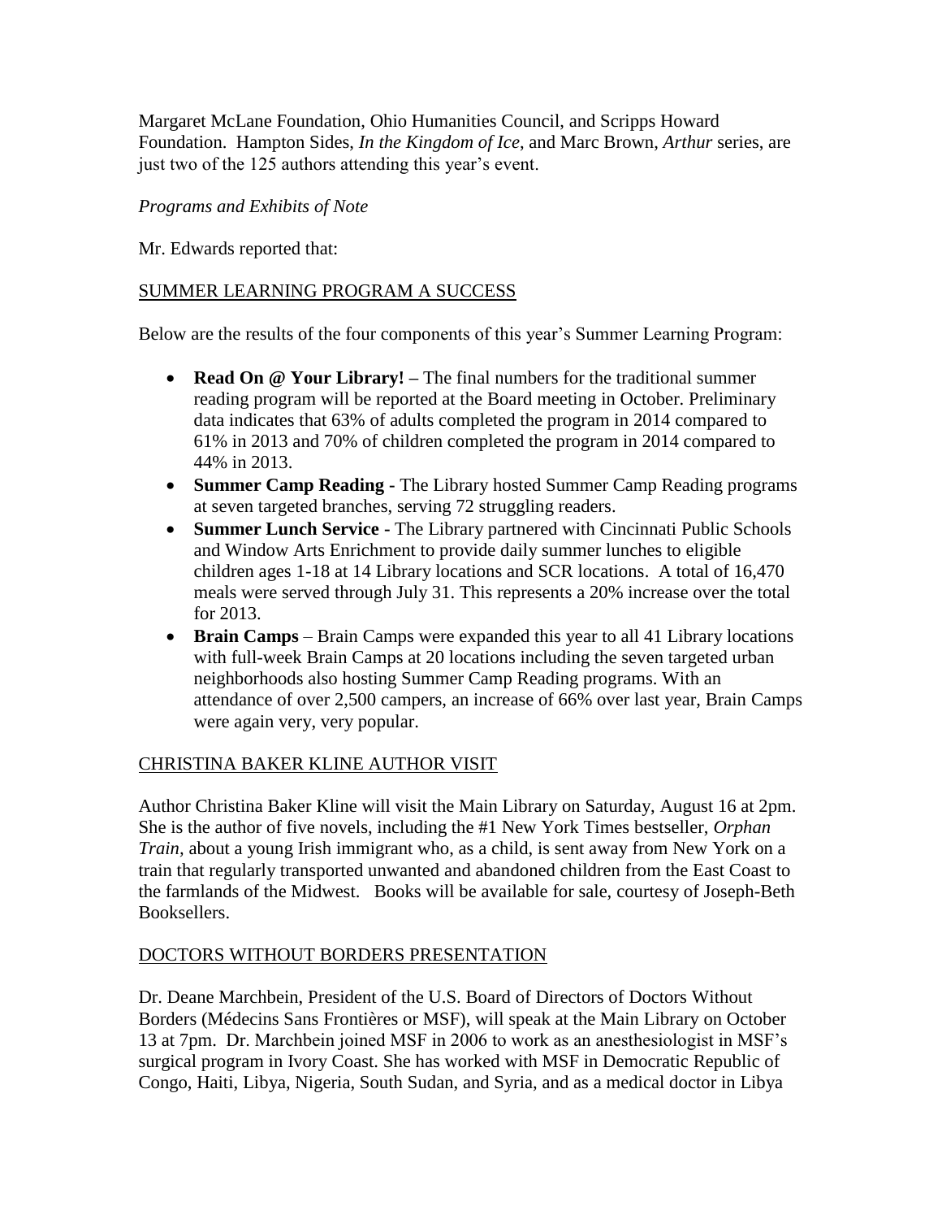Margaret McLane Foundation, Ohio Humanities Council, and Scripps Howard Foundation. Hampton Sides, *In the Kingdom of Ice*, and Marc Brown, *Arthur* series, are just two of the 125 authors attending this year's event.

*Programs and Exhibits of Note*

Mr. Edwards reported that:

<u>SUMMER LEARNING PROGRAM A SUCCESS</u>

Below are the results of the four components of this year's Summer Learning Program:

- **Read On @ Your Library! –** The final numbers for the traditional summer reading program will be reported at the Board meeting in October. Preliminary data indicates that 63% of adults completed the program in 2014 compared to 61% in 2013 and 70% of children completed the program in 2014 compared to 44% in 2013.
- **Summer Camp Reading -** The Library hosted Summer Camp Reading programs at seven targeted branches, serving 72 struggling readers.
- **Summer Lunch Service -** The Library partnered with Cincinnati Public Schools and Window Arts Enrichment to provide daily summer lunches to eligible children ages 1-18 at 14 Library locations and SCR locations. A total of 16,470 meals were served through July 31. This represents a 20% increase over the total for 2013.
- **Brain Camps** – Brain Camps were expanded this year to all 41 Library locations with full-week Brain Camps at 20 locations including the seven targeted urban neighborhoods also hosting Summer Camp Reading programs. With an attendance of over 2,500 campers, an increase of 66% over last year, Brain Camps were again very, very popular.

<u>CHRISTINA BAKER KLINE AUTHOR VISIT</u>

Author Christina Baker Kline will visit the Main Library on Saturday, August 16 at 2pm. She is the author of five novels, including the #1 New York Times bestseller, *Orphan Train*, about a young Irish immigrant who, as a child, is sent away from New York on a train that regularly transported unwanted and abandoned children from the East Coast to the farmlands of the Midwest. Books will be available for sale, courtesy of Joseph-Beth Booksellers.

<u>DOCTORS WITHOUT BORDERS PRESENTATION</u>

Dr. Deane Marchbein, President of the U.S. Board of Directors of Doctors Without Borders (Médecins Sans Frontières or MSF), will speak at the Main Library on October 13 at 7pm. Dr. Marchbein joined MSF in 2006 to work as an anesthesiologist in MSF's surgical program in Ivory Coast. She has worked with MSF in Democratic Republic of Congo, Haiti, Libya, Nigeria, South Sudan, and Syria, and as a medical doctor in Libya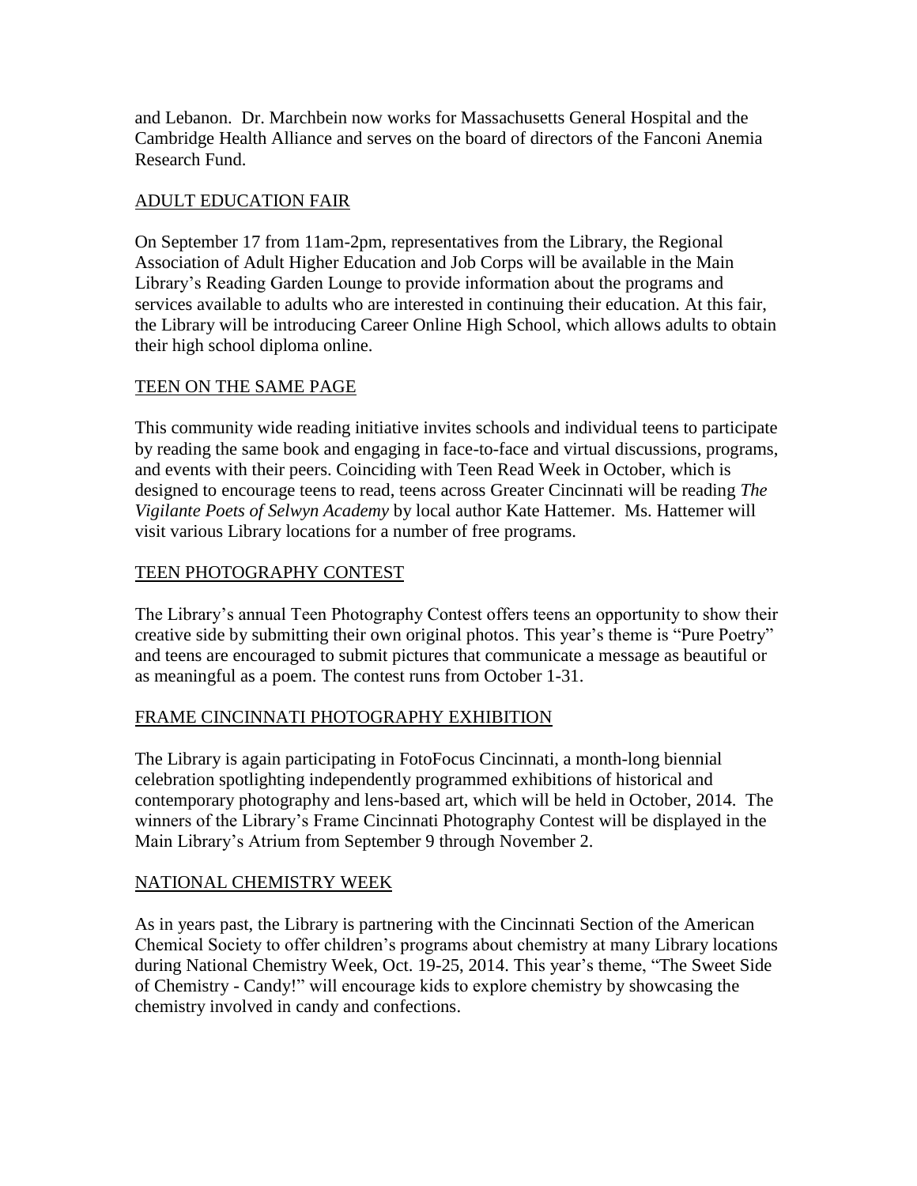and Lebanon. Dr. Marchbein now works for Massachusetts General Hospital and the Cambridge Health Alliance and serves on the board of directors of the Fanconi Anemia Research Fund.

## ADULT EDUCATION FAIR

On September 17 from 11am-2pm, representatives from the Library, the Regional Association of Adult Higher Education and Job Corps will be available in the Main Library's Reading Garden Lounge to provide information about the programs and services available to adults who are interested in continuing their education. At this fair, the Library will be introducing Career Online High School, which allows adults to obtain their high school diploma online.

## TEEN ON THE SAME PAGE

This community wide reading initiative invites schools and individual teens to participate by reading the same book and engaging in face-to-face and virtual discussions, programs, and events with their peers. Coinciding with Teen Read Week in October, which is designed to encourage teens to read, teens across Greater Cincinnati will be reading *The Vigilante Poets of Selwyn Academy* by local author Kate Hattemer. Ms. Hattemer will visit various Library locations for a number of free programs.

## TEEN PHOTOGRAPHY CONTEST

The Library's annual Teen Photography Contest offers teens an opportunity to show their creative side by submitting their own original photos. This year's theme is "Pure Poetry" and teens are encouraged to submit pictures that communicate a message as beautiful or as meaningful as a poem. The contest runs from October 1-31.

## FRAME CINCINNATI PHOTOGRAPHY EXHIBITION

The Library is again participating in FotoFocus Cincinnati, a month-long biennial celebration spotlighting independently programmed exhibitions of historical and contemporary photography and lens-based art, which will be held in October, 2014. The winners of the Library's Frame Cincinnati Photography Contest will be displayed in the Main Library's Atrium from September 9 through November 2.

## NATIONAL CHEMISTRY WEEK

As in years past, the Library is partnering with the Cincinnati Section of the American Chemical Society to offer children's programs about chemistry at many Library locations during National Chemistry Week, Oct. 19-25, 2014. This year's theme, "The Sweet Side of Chemistry - Candy!" will encourage kids to explore chemistry by showcasing the chemistry involved in candy and confections.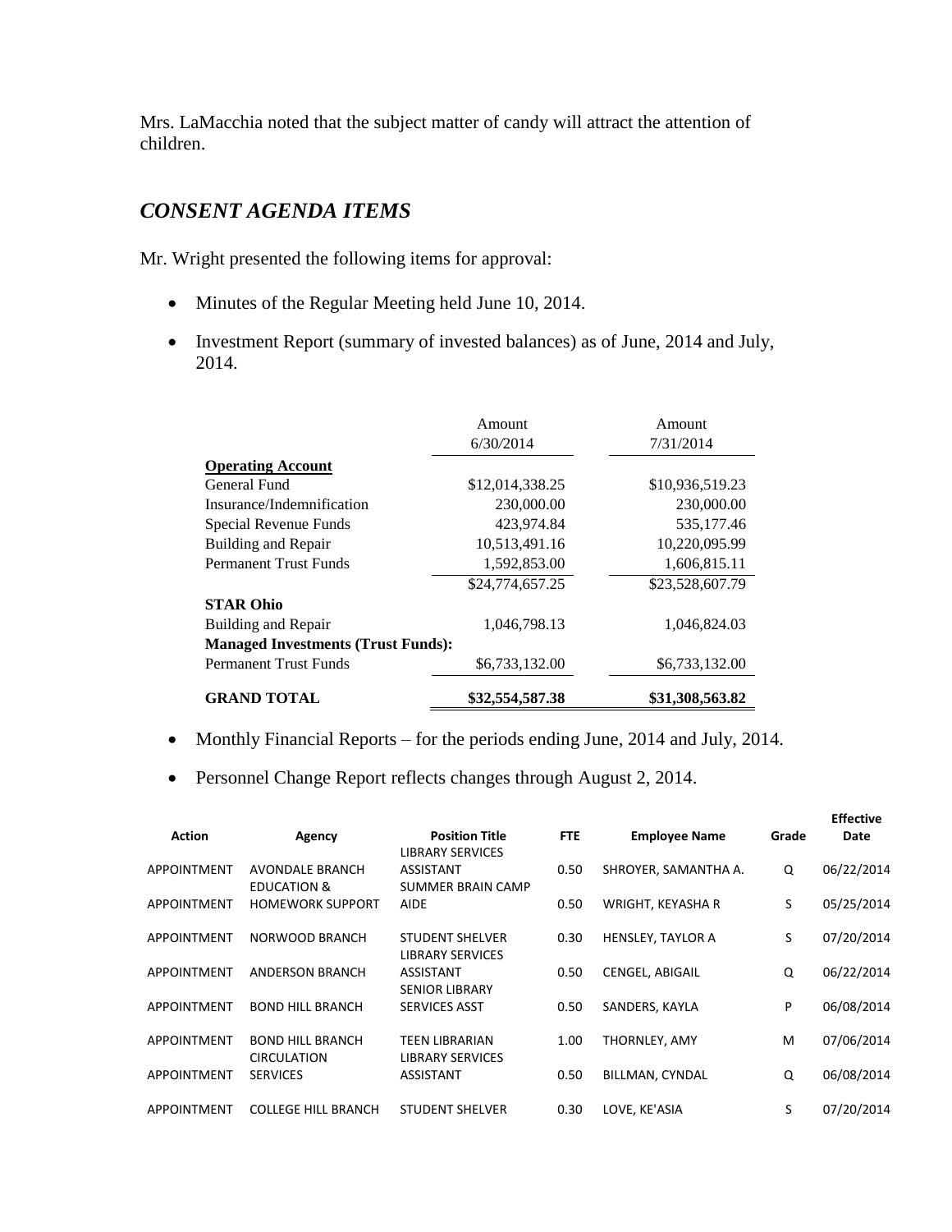Mrs. LaMacchia noted that the subject matter of candy will attract the attention of children.

## *CONSENT AGENDA ITEMS*

Mr. Wright presented the following items for approval:

- Minutes of the Regular Meeting held June 10, 2014.
- Investment Report (summary of invested balances) as of June, 2014 and July, 2014.

| | Amount 6/30/2014 | Amount 7/31/2014 |
|---|---|---|
| **Operating Account** | | |
| General Fund | $12,014,338.25 | $10,936,519.23 |
| Insurance/Indemnification | 230,000.00 | 230,000.00 |
| Special Revenue Funds | 423,974.84 | 535,177.46 |
| Building and Repair | 10,513,491.16 | 10,220,095.99 |
| Permanent Trust Funds | 1,592,853.00 | 1,606,815.11 |
| | $24,774,657.25 | $23,528,607.79 |
| **STAR Ohio** | | |
| Building and Repair | 1,046,798.13 | 1,046,824.03 |
| **Managed Investments (Trust Funds):** | | |
| Permanent Trust Funds | $6,733,132.00 | $6,733,132.00 |
| **GRAND TOTAL** | **$32,554,587.38** | **$31,308,563.82** |

- Monthly Financial Reports – for the periods ending June, 2014 and July, 2014.
- Personnel Change Report reflects changes through August 2, 2014.

| Action | Agency | Position Title | FTE | Employee Name | Grade | Effective Date |
|---|---|---|---|---|---|---|
| APPOINTMENT | AVONDALE BRANCH | LIBRARY SERVICES ASSISTANT | 0.50 | SHROYER, SAMANTHA A. | Q | 06/22/2014 |
| APPOINTMENT | EDUCATION & HOMEWORK SUPPORT | SUMMER BRAIN CAMP AIDE | 0.50 | WRIGHT, KEYASHA R | S | 05/25/2014 |
| APPOINTMENT | NORWOOD BRANCH | STUDENT SHELVER | 0.30 | HENSLEY, TAYLOR A | S | 07/20/2014 |
| APPOINTMENT | ANDERSON BRANCH | LIBRARY SERVICES ASSISTANT | 0.50 | CENGEL, ABIGAIL | Q | 06/22/2014 |
| APPOINTMENT | BOND HILL BRANCH | SENIOR LIBRARY SERVICES ASST | 0.50 | SANDERS, KAYLA | P | 06/08/2014 |
| APPOINTMENT | BOND HILL BRANCH | TEEN LIBRARIAN | 1.00 | THORNLEY, AMY | M | 07/06/2014 |
| APPOINTMENT | CIRCULATION SERVICES | LIBRARY SERVICES ASSISTANT | 0.50 | BILLMAN, CYNDAL | Q | 06/08/2014 |
| APPOINTMENT | COLLEGE HILL BRANCH | STUDENT SHELVER | 0.30 | LOVE, KE'ASIA | S | 07/20/2014 |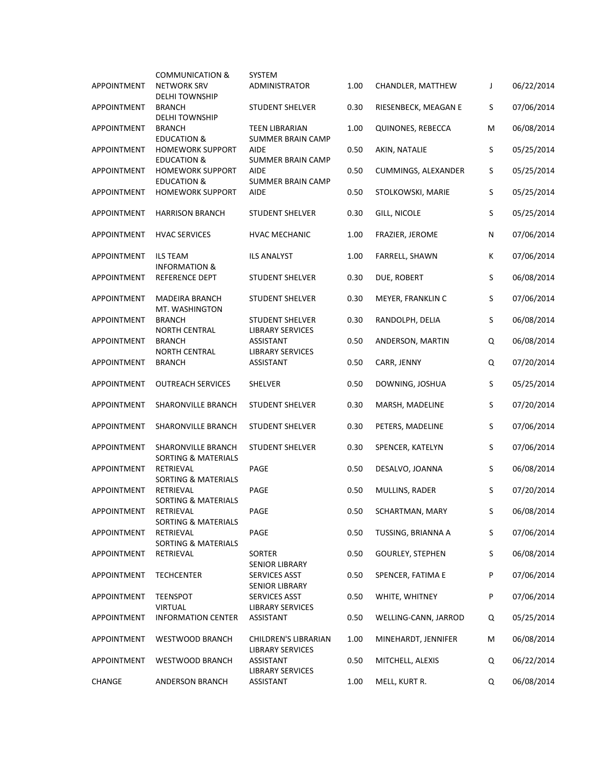| | | | | | | |
|---|---|---|---|---|---|---|
| APPOINTMENT | COMMUNICATION & NETWORK SRV | SYSTEM ADMINISTRATOR | 1.00 | CHANDLER, MATTHEW | J | 06/22/2014 |
| APPOINTMENT | DELHI TOWNSHIP BRANCH | STUDENT SHELVER | 0.30 | RIESENBECK, MEAGAN E | S | 07/06/2014 |
| APPOINTMENT | DELHI TOWNSHIP BRANCH | TEEN LIBRARIAN | 1.00 | QUINONES, REBECCA | M | 06/08/2014 |
| APPOINTMENT | EDUCATION & HOMEWORK SUPPORT | SUMMER BRAIN CAMP AIDE | 0.50 | AKIN, NATALIE | S | 05/25/2014 |
| APPOINTMENT | EDUCATION & HOMEWORK SUPPORT | SUMMER BRAIN CAMP AIDE | 0.50 | CUMMINGS, ALEXANDER | S | 05/25/2014 |
| APPOINTMENT | EDUCATION & HOMEWORK SUPPORT | SUMMER BRAIN CAMP AIDE | 0.50 | STOLKOWSKI, MARIE | S | 05/25/2014 |
| APPOINTMENT | HARRISON BRANCH | STUDENT SHELVER | 0.30 | GILL, NICOLE | S | 05/25/2014 |
| APPOINTMENT | HVAC SERVICES | HVAC MECHANIC | 1.00 | FRAZIER, JEROME | N | 07/06/2014 |
| APPOINTMENT | ILS TEAM | ILS ANALYST | 1.00 | FARRELL, SHAWN | K | 07/06/2014 |
| APPOINTMENT | INFORMATION & REFERENCE DEPT | STUDENT SHELVER | 0.30 | DUE, ROBERT | S | 06/08/2014 |
| APPOINTMENT | MADEIRA BRANCH | STUDENT SHELVER | 0.30 | MEYER, FRANKLIN C | S | 07/06/2014 |
| APPOINTMENT | MT. WASHINGTON BRANCH | STUDENT SHELVER | 0.30 | RANDOLPH, DELIA | S | 06/08/2014 |
| APPOINTMENT | NORTH CENTRAL BRANCH | LIBRARY SERVICES ASSISTANT | 0.50 | ANDERSON, MARTIN | Q | 06/08/2014 |
| APPOINTMENT | NORTH CENTRAL BRANCH | LIBRARY SERVICES ASSISTANT | 0.50 | CARR, JENNY | Q | 07/20/2014 |
| APPOINTMENT | OUTREACH SERVICES | SHELVER | 0.50 | DOWNING, JOSHUA | S | 05/25/2014 |
| APPOINTMENT | SHARONVILLE BRANCH | STUDENT SHELVER | 0.30 | MARSH, MADELINE | S | 07/20/2014 |
| APPOINTMENT | SHARONVILLE BRANCH | STUDENT SHELVER | 0.30 | PETERS, MADELINE | S | 07/06/2014 |
| APPOINTMENT | SHARONVILLE BRANCH | STUDENT SHELVER | 0.30 | SPENCER, KATELYN | S | 07/06/2014 |
| APPOINTMENT | SORTING & MATERIALS RETRIEVAL | PAGE | 0.50 | DESALVO, JOANNA | S | 06/08/2014 |
| APPOINTMENT | SORTING & MATERIALS RETRIEVAL | PAGE | 0.50 | MULLINS, RADER | S | 07/20/2014 |
| APPOINTMENT | SORTING & MATERIALS RETRIEVAL | PAGE | 0.50 | SCHARTMAN, MARY | S | 06/08/2014 |
| APPOINTMENT | SORTING & MATERIALS RETRIEVAL | PAGE | 0.50 | TUSSING, BRIANNA A | S | 07/06/2014 |
| APPOINTMENT | SORTING & MATERIALS RETRIEVAL | SORTER | 0.50 | GOURLEY, STEPHEN | S | 06/08/2014 |
| APPOINTMENT | TECHCENTER | SENIOR LIBRARY SERVICES ASST | 0.50 | SPENCER, FATIMA E | P | 07/06/2014 |
| APPOINTMENT | TEENSPOT | SENIOR LIBRARY SERVICES ASST | 0.50 | WHITE, WHITNEY | P | 07/06/2014 |
| APPOINTMENT | VIRTUAL INFORMATION CENTER | LIBRARY SERVICES ASSISTANT | 0.50 | WELLING-CANN, JARROD | Q | 05/25/2014 |
| APPOINTMENT | WESTWOOD BRANCH | CHILDREN'S LIBRARIAN | 1.00 | MINEHARDT, JENNIFER | M | 06/08/2014 |
| APPOINTMENT | WESTWOOD BRANCH | LIBRARY SERVICES ASSISTANT | 0.50 | MITCHELL, ALEXIS | Q | 06/22/2014 |
| CHANGE | ANDERSON BRANCH | LIBRARY SERVICES ASSISTANT | 1.00 | MELL, KURT R. | Q | 06/08/2014 |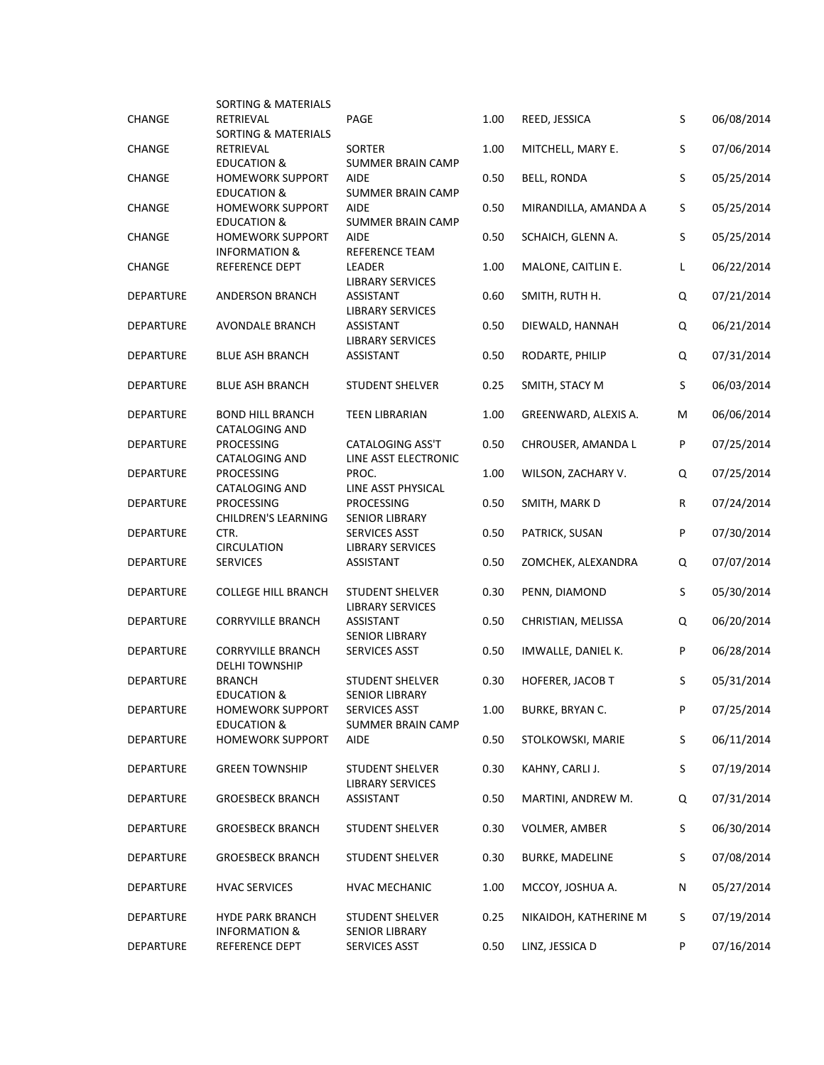| | | | | | | |
|---|---|---|---|---|---|---|
| CHANGE | SORTING & MATERIALS RETRIEVAL | PAGE | 1.00 | REED, JESSICA | S | 06/08/2014 |
| CHANGE | SORTING & MATERIALS RETRIEVAL | SORTER | 1.00 | MITCHELL, MARY E. | S | 07/06/2014 |
| CHANGE | EDUCATION & HOMEWORK SUPPORT | SUMMER BRAIN CAMP AIDE | 0.50 | BELL, RONDA | S | 05/25/2014 |
| CHANGE | EDUCATION & HOMEWORK SUPPORT | SUMMER BRAIN CAMP AIDE | 0.50 | MIRANDILLA, AMANDA A | S | 05/25/2014 |
| CHANGE | EDUCATION & HOMEWORK SUPPORT | SUMMER BRAIN CAMP AIDE | 0.50 | SCHAICH, GLENN A. | S | 05/25/2014 |
| CHANGE | INFORMATION & REFERENCE DEPT | REFERENCE TEAM LEADER | 1.00 | MALONE, CAITLIN E. | L | 06/22/2014 |
| DEPARTURE | ANDERSON BRANCH | LIBRARY SERVICES ASSISTANT | 0.60 | SMITH, RUTH H. | Q | 07/21/2014 |
| DEPARTURE | AVONDALE BRANCH | LIBRARY SERVICES ASSISTANT | 0.50 | DIEWALD, HANNAH | Q | 06/21/2014 |
| DEPARTURE | BLUE ASH BRANCH | LIBRARY SERVICES ASSISTANT | 0.50 | RODARTE, PHILIP | Q | 07/31/2014 |
| DEPARTURE | BLUE ASH BRANCH | STUDENT SHELVER | 0.25 | SMITH, STACY M | S | 06/03/2014 |
| DEPARTURE | BOND HILL BRANCH | TEEN LIBRARIAN | 1.00 | GREENWARD, ALEXIS A. | M | 06/06/2014 |
| DEPARTURE | CATALOGING AND PROCESSING | CATALOGING ASS'T | 0.50 | CHROUSER, AMANDA L | P | 07/25/2014 |
| DEPARTURE | CATALOGING AND PROCESSING | LINE ASST ELECTRONIC PROC. | 1.00 | WILSON, ZACHARY V. | Q | 07/25/2014 |
| DEPARTURE | CATALOGING AND PROCESSING | LINE ASST PHYSICAL PROCESSING | 0.50 | SMITH, MARK D | R | 07/24/2014 |
| DEPARTURE | CHILDREN'S LEARNING CTR. | SENIOR LIBRARY SERVICES ASST | 0.50 | PATRICK, SUSAN | P | 07/30/2014 |
| DEPARTURE | CIRCULATION SERVICES | LIBRARY SERVICES ASSISTANT | 0.50 | ZOMCHEK, ALEXANDRA | Q | 07/07/2014 |
| DEPARTURE | COLLEGE HILL BRANCH | STUDENT SHELVER | 0.30 | PENN, DIAMOND | S | 05/30/2014 |
| DEPARTURE | CORRYVILLE BRANCH | LIBRARY SERVICES ASSISTANT | 0.50 | CHRISTIAN, MELISSA | Q | 06/20/2014 |
| DEPARTURE | CORRYVILLE BRANCH | SENIOR LIBRARY SERVICES ASST | 0.50 | IMWALLE, DANIEL K. | P | 06/28/2014 |
| DEPARTURE | DELHI TOWNSHIP BRANCH | STUDENT SHELVER | 0.30 | HOFERER, JACOB T | S | 05/31/2014 |
| DEPARTURE | EDUCATION & HOMEWORK SUPPORT | SENIOR LIBRARY SERVICES ASST | 1.00 | BURKE, BRYAN C. | P | 07/25/2014 |
| DEPARTURE | EDUCATION & HOMEWORK SUPPORT | SUMMER BRAIN CAMP AIDE | 0.50 | STOLKOWSKI, MARIE | S | 06/11/2014 |
| DEPARTURE | GREEN TOWNSHIP | STUDENT SHELVER | 0.30 | KAHNY, CARLI J. | S | 07/19/2014 |
| DEPARTURE | GROESBECK BRANCH | LIBRARY SERVICES ASSISTANT | 0.50 | MARTINI, ANDREW M. | Q | 07/31/2014 |
| DEPARTURE | GROESBECK BRANCH | STUDENT SHELVER | 0.30 | VOLMER, AMBER | S | 06/30/2014 |
| DEPARTURE | GROESBECK BRANCH | STUDENT SHELVER | 0.30 | BURKE, MADELINE | S | 07/08/2014 |
| DEPARTURE | HVAC SERVICES | HVAC MECHANIC | 1.00 | MCCOY, JOSHUA A. | N | 05/27/2014 |
| DEPARTURE | HYDE PARK BRANCH | STUDENT SHELVER | 0.25 | NIKAIDOH, KATHERINE M | S | 07/19/2014 |
| DEPARTURE | INFORMATION & REFERENCE DEPT | SENIOR LIBRARY SERVICES ASST | 0.50 | LINZ, JESSICA D | P | 07/16/2014 |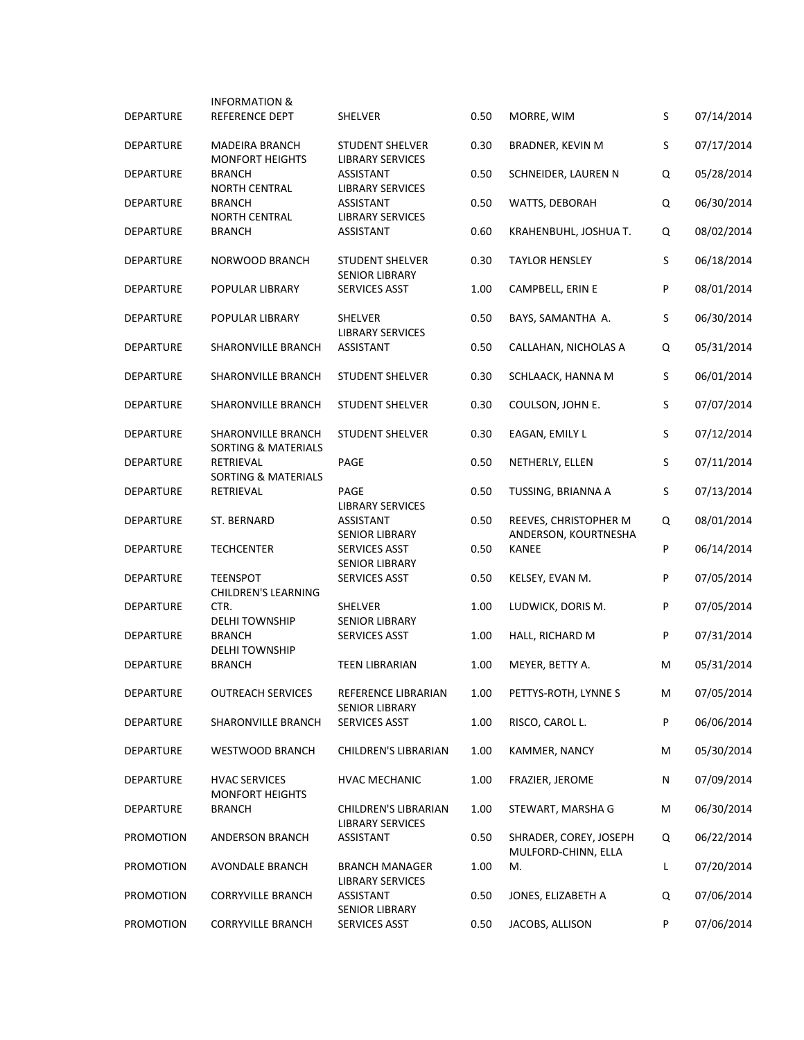| | | | | | | |
|---|---|---|---|---|---|---|
| DEPARTURE | INFORMATION & REFERENCE DEPT | SHELVER | 0.50 | MORRE, WIM | S | 07/14/2014 |
| DEPARTURE | MADEIRA BRANCH | STUDENT SHELVER | 0.30 | BRADNER, KEVIN M | S | 07/17/2014 |
| DEPARTURE | MONFORT HEIGHTS BRANCH | LIBRARY SERVICES ASSISTANT | 0.50 | SCHNEIDER, LAUREN N | Q | 05/28/2014 |
| DEPARTURE | NORTH CENTRAL BRANCH | LIBRARY SERVICES ASSISTANT | 0.50 | WATTS, DEBORAH | Q | 06/30/2014 |
| DEPARTURE | NORTH CENTRAL BRANCH | LIBRARY SERVICES ASSISTANT | 0.60 | KRAHENBUHL, JOSHUA T. | Q | 08/02/2014 |
| DEPARTURE | NORWOOD BRANCH | STUDENT SHELVER | 0.30 | TAYLOR HENSLEY | S | 06/18/2014 |
| DEPARTURE | POPULAR LIBRARY | SENIOR LIBRARY SERVICES ASST | 1.00 | CAMPBELL, ERIN E | P | 08/01/2014 |
| DEPARTURE | POPULAR LIBRARY | SHELVER | 0.50 | BAYS, SAMANTHA A. | S | 06/30/2014 |
| DEPARTURE | SHARONVILLE BRANCH | LIBRARY SERVICES ASSISTANT | 0.50 | CALLAHAN, NICHOLAS A | Q | 05/31/2014 |
| DEPARTURE | SHARONVILLE BRANCH | STUDENT SHELVER | 0.30 | SCHLAACK, HANNA M | S | 06/01/2014 |
| DEPARTURE | SHARONVILLE BRANCH | STUDENT SHELVER | 0.30 | COULSON, JOHN E. | S | 07/07/2014 |
| DEPARTURE | SHARONVILLE BRANCH | STUDENT SHELVER | 0.30 | EAGAN, EMILY L | S | 07/12/2014 |
| DEPARTURE | SORTING & MATERIALS RETRIEVAL | PAGE | 0.50 | NETHERLY, ELLEN | S | 07/11/2014 |
| DEPARTURE | SORTING & MATERIALS RETRIEVAL | PAGE | 0.50 | TUSSING, BRIANNA A | S | 07/13/2014 |
| DEPARTURE | ST. BERNARD | LIBRARY SERVICES ASSISTANT | 0.50 | REEVES, CHRISTOPHER M | Q | 08/01/2014 |
| DEPARTURE | TECHCENTER | SENIOR LIBRARY SERVICES ASST | 0.50 | ANDERSON, KOURTNESHA KANEE | P | 06/14/2014 |
| DEPARTURE | TEENSPOT | SENIOR LIBRARY SERVICES ASST | 0.50 | KELSEY, EVAN M. | P | 07/05/2014 |
| DEPARTURE | CHILDREN'S LEARNING CTR. | SHELVER | 1.00 | LUDWICK, DORIS M. | P | 07/05/2014 |
| DEPARTURE | DELHI TOWNSHIP BRANCH | SENIOR LIBRARY SERVICES ASST | 1.00 | HALL, RICHARD M | P | 07/31/2014 |
| DEPARTURE | DELHI TOWNSHIP BRANCH | TEEN LIBRARIAN | 1.00 | MEYER, BETTY A. | M | 05/31/2014 |
| DEPARTURE | OUTREACH SERVICES | REFERENCE LIBRARIAN | 1.00 | PETTYS-ROTH, LYNNE S | M | 07/05/2014 |
| DEPARTURE | SHARONVILLE BRANCH | SENIOR LIBRARY SERVICES ASST | 1.00 | RISCO, CAROL L. | P | 06/06/2014 |
| DEPARTURE | WESTWOOD BRANCH | CHILDREN'S LIBRARIAN | 1.00 | KAMMER, NANCY | M | 05/30/2014 |
| DEPARTURE | HVAC SERVICES | HVAC MECHANIC | 1.00 | FRAZIER, JEROME | N | 07/09/2014 |
| DEPARTURE | MONFORT HEIGHTS BRANCH | CHILDREN'S LIBRARIAN | 1.00 | STEWART, MARSHA G | M | 06/30/2014 |
| PROMOTION | ANDERSON BRANCH | LIBRARY SERVICES ASSISTANT | 0.50 | SHRADER, COREY, JOSEPH | Q | 06/22/2014 |
| PROMOTION | AVONDALE BRANCH | BRANCH MANAGER | 1.00 | MULFORD-CHINN, ELLA M. | L | 07/20/2014 |
| PROMOTION | CORRYVILLE BRANCH | LIBRARY SERVICES ASSISTANT | 0.50 | JONES, ELIZABETH A | Q | 07/06/2014 |
| PROMOTION | CORRYVILLE BRANCH | SENIOR LIBRARY SERVICES ASST | 0.50 | JACOBS, ALLISON | P | 07/06/2014 |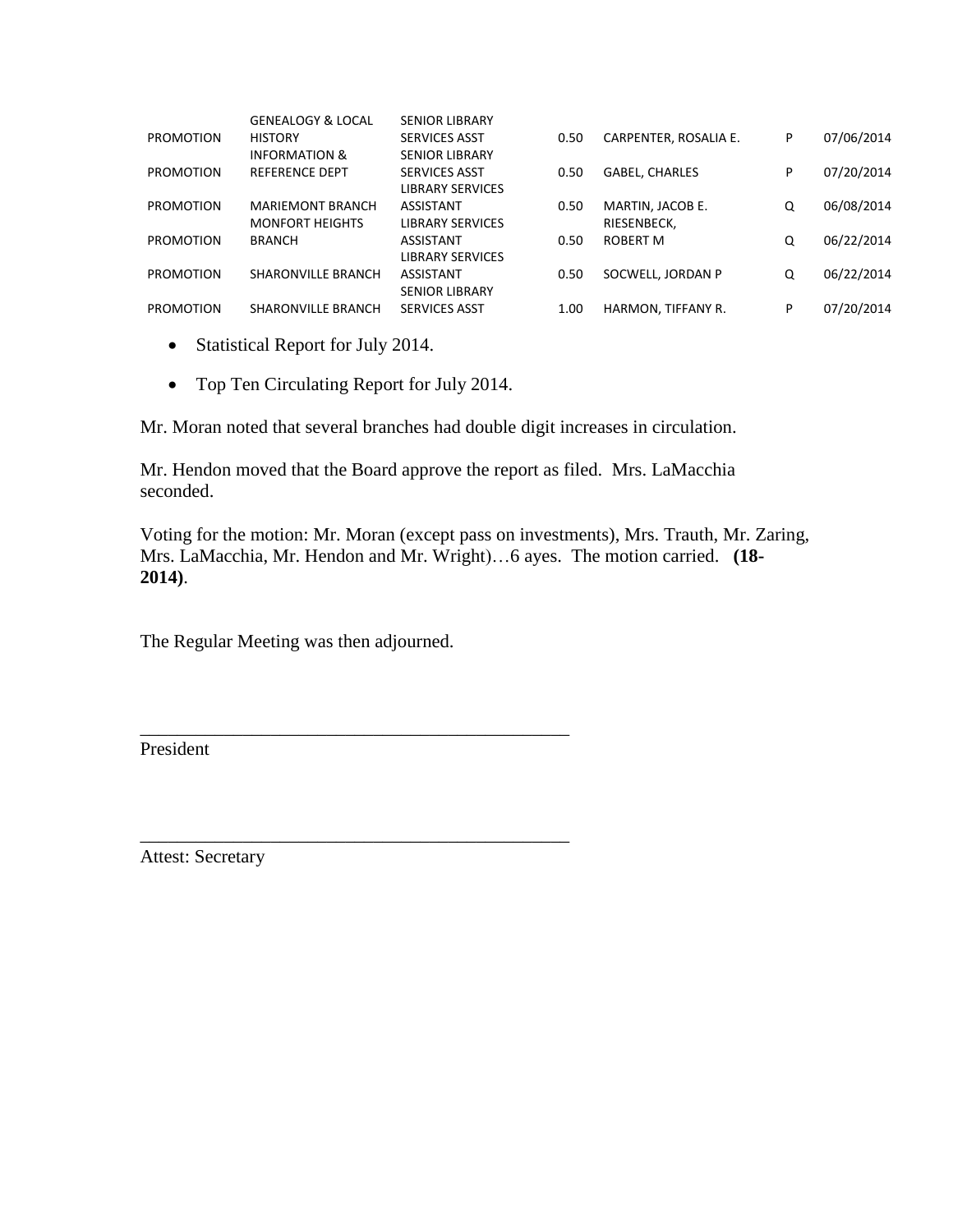| | | | | | | |
|---|---|---|---|---|---|---|
| PROMOTION | GENEALOGY & LOCAL HISTORY | SENIOR LIBRARY SERVICES ASST | 0.50 | CARPENTER, ROSALIA E. | P | 07/06/2014 |
| PROMOTION | INFORMATION & REFERENCE DEPT | SENIOR LIBRARY SERVICES ASST | 0.50 | GABEL, CHARLES | P | 07/20/2014 |
| PROMOTION | MARIEMONT BRANCH | LIBRARY SERVICES ASSISTANT | 0.50 | MARTIN, JACOB E. | Q | 06/08/2014 |
| PROMOTION | MONFORT HEIGHTS BRANCH | LIBRARY SERVICES ASSISTANT | 0.50 | RIESENBECK, ROBERT M | Q | 06/22/2014 |
| PROMOTION | SHARONVILLE BRANCH | LIBRARY SERVICES ASSISTANT | 0.50 | SOCWELL, JORDAN P | Q | 06/22/2014 |
| PROMOTION | SHARONVILLE BRANCH | SENIOR LIBRARY SERVICES ASST | 1.00 | HARMON, TIFFANY R. | P | 07/20/2014 |

- Statistical Report for July 2014.
- Top Ten Circulating Report for July 2014.

Mr. Moran noted that several branches had double digit increases in circulation.

Mr. Hendon moved that the Board approve the report as filed. Mrs. LaMacchia seconded.

Voting for the motion: Mr. Moran (except pass on investments), Mrs. Trauth, Mr. Zaring, Mrs. LaMacchia, Mr. Hendon and Mr. Wright)…6 ayes. The motion carried. **(18-2014)**.

The Regular Meeting was then adjourned.

\_\_\_\_\_\_\_\_\_\_\_\_\_\_\_\_\_\_\_\_\_\_\_\_\_\_\_\_\_\_\_\_\_\_\_\_\_\_\_\_\_\_\_\_

President

\_\_\_\_\_\_\_\_\_\_\_\_\_\_\_\_\_\_\_\_\_\_\_\_\_\_\_\_\_\_\_\_\_\_\_\_\_\_\_\_\_\_\_\_

Attest: Secretary